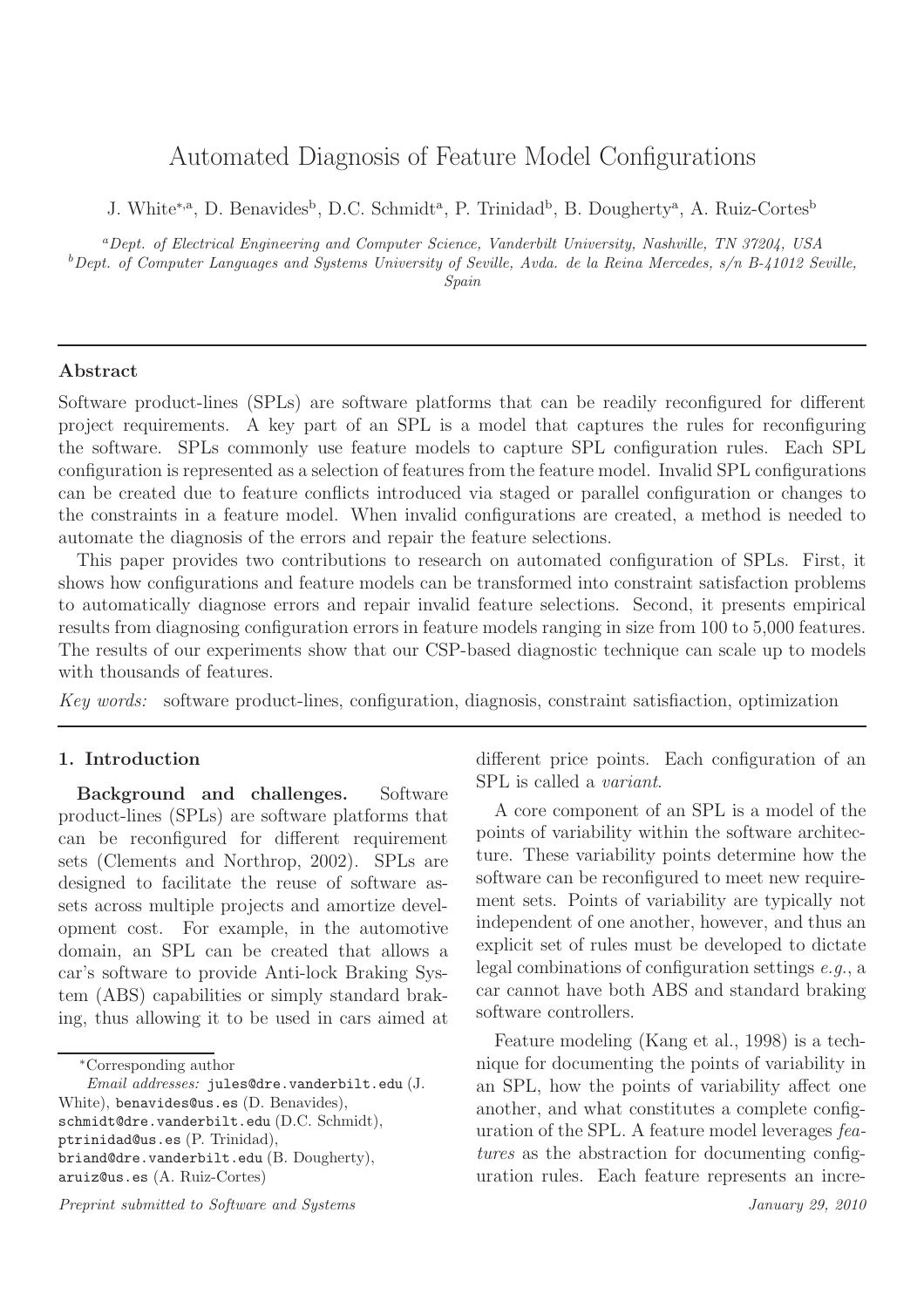# Automated Diagnosis of Feature Model Configurations

J. White[*,a], D. Benavides[b], D.C. Schmidt[a], P. Trinidad[b], B. Dougherty[a], A. Ruiz-Cortes[b]

[a]*Dept. of Electrical Engineering and Computer Science, Vanderbilt University, Nashville, TN 37204, USA*

[b]*Dept. of Computer Languages and Systems University of Seville, Avda. de la Reina Mercedes, s/n B-41012 Seville, Spain*

---

## Abstract

Software product-lines (SPLs) are software platforms that can be readily reconfigured for different project requirements. A key part of an SPL is a model that captures the rules for reconfiguring the software. SPLs commonly use feature models to capture SPL configuration rules. Each SPL configuration is represented as a selection of features from the feature model. Invalid SPL configurations can be created due to feature conflicts introduced via staged or parallel configuration or changes to the constraints in a feature model. When invalid configurations are created, a method is needed to automate the diagnosis of the errors and repair the feature selections.

This paper provides two contributions to research on automated configuration of SPLs. First, it shows how configurations and feature models can be transformed into constraint satisfaction problems to automatically diagnose errors and repair invalid feature selections. Second, it presents empirical results from diagnosing configuration errors in feature models ranging in size from 100 to 5,000 features. The results of our experiments show that our CSP-based diagnostic technique can scale up to models with thousands of features.

*Key words:* software product-lines, configuration, diagnosis, constraint satisfiaction, optimization

---

## 1. Introduction

**Background and challenges.** Software product-lines (SPLs) are software platforms that can be reconfigured for different requirement sets (Clements and Northrop, 2002). SPLs are designed to facilitate the reuse of software assets across multiple projects and amortize development cost. For example, in the automotive domain, an SPL can be created that allows a car's software to provide Anti-lock Braking System (ABS) capabilities or simply standard braking, thus allowing it to be used in cars aimed at different price points. Each configuration of an SPL is called a *variant*.

A core component of an SPL is a model of the points of variability within the software architecture. These variability points determine how the software can be reconfigured to meet new requirement sets. Points of variability are typically not independent of one another, however, and thus an explicit set of rules must be developed to dictate legal combinations of configuration settings *e.g.*, a car cannot have both ABS and standard braking software controllers.

Feature modeling (Kang et al., 1998) is a technique for documenting the points of variability in an SPL, how the points of variability affect one another, and what constitutes a complete configuration of the SPL. A feature model leverages *features* as the abstraction for documenting configuration rules. Each feature represents an incre-

---

*Corresponding author

*Email addresses:* jules@dre.vanderbilt.edu (J. White), benavides@us.es (D. Benavides), schmidt@dre.vanderbilt.edu (D.C. Schmidt), ptrinidad@us.es (P. Trinidad), briand@dre.vanderbilt.edu (B. Dougherty), aruiz@us.es (A. Ruiz-Cortes)

*Preprint submitted to Software and Systems* *January 29, 2010*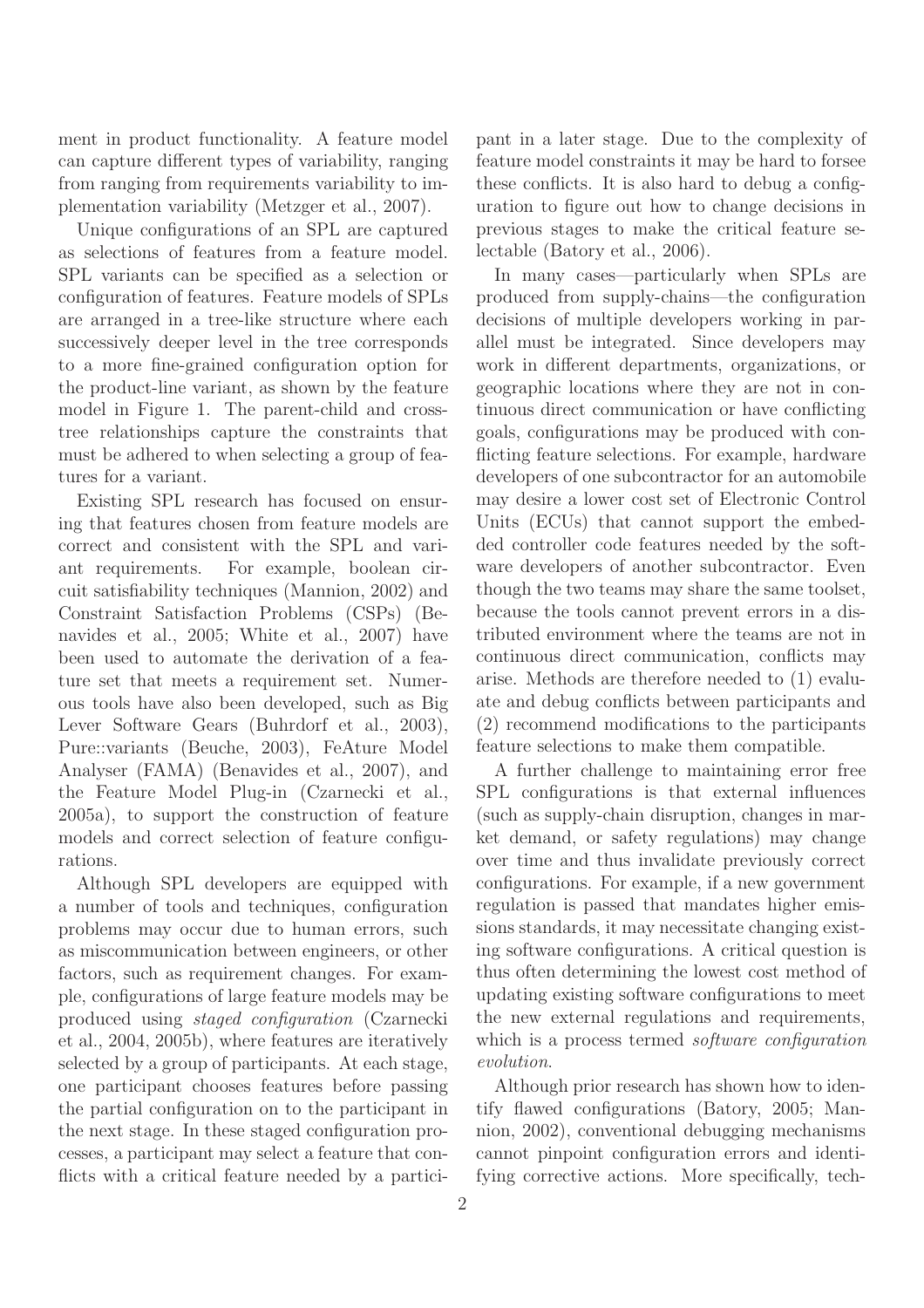ment in product functionality. A feature model can capture different types of variability, ranging from ranging from requirements variability to implementation variability (Metzger et al., 2007).

Unique configurations of an SPL are captured as selections of features from a feature model. SPL variants can be specified as a selection or configuration of features. Feature models of SPLs are arranged in a tree-like structure where each successively deeper level in the tree corresponds to a more fine-grained configuration option for the product-line variant, as shown by the feature model in Figure 1. The parent-child and cross-tree relationships capture the constraints that must be adhered to when selecting a group of features for a variant.

Existing SPL research has focused on ensuring that features chosen from feature models are correct and consistent with the SPL and variant requirements. For example, boolean circuit satisfiability techniques (Mannion, 2002) and Constraint Satisfaction Problems (CSPs) (Benavides et al., 2005; White et al., 2007) have been used to automate the derivation of a feature set that meets a requirement set. Numerous tools have also been developed, such as Big Lever Software Gears (Buhrdorf et al., 2003), Pure::variants (Beuche, 2003), FeAture Model Analyser (FAMA) (Benavides et al., 2007), and the Feature Model Plug-in (Czarnecki et al., 2005a), to support the construction of feature models and correct selection of feature configurations.

Although SPL developers are equipped with a number of tools and techniques, configuration problems may occur due to human errors, such as miscommunication between engineers, or other factors, such as requirement changes. For example, configurations of large feature models may be produced using *staged configuration* (Czarnecki et al., 2004, 2005b), where features are iteratively selected by a group of participants. At each stage, one participant chooses features before passing the partial configuration on to the participant in the next stage. In these staged configuration processes, a participant may select a feature that conflicts with a critical feature needed by a participant in a later stage. Due to the complexity of feature model constraints it may be hard to forsee these conflicts. It is also hard to debug a configuration to figure out how to change decisions in previous stages to make the critical feature selectable (Batory et al., 2006).

In many cases—particularly when SPLs are produced from supply-chains—the configuration decisions of multiple developers working in parallel must be integrated. Since developers may work in different departments, organizations, or geographic locations where they are not in continuous direct communication or have conflicting goals, configurations may be produced with conflicting feature selections. For example, hardware developers of one subcontractor for an automobile may desire a lower cost set of Electronic Control Units (ECUs) that cannot support the embedded controller code features needed by the software developers of another subcontractor. Even though the two teams may share the same toolset, because the tools cannot prevent errors in a distributed environment where the teams are not in continuous direct communication, conflicts may arise. Methods are therefore needed to (1) evaluate and debug conflicts between participants and (2) recommend modifications to the participants feature selections to make them compatible.

A further challenge to maintaining error free SPL configurations is that external influences (such as supply-chain disruption, changes in market demand, or safety regulations) may change over time and thus invalidate previously correct configurations. For example, if a new government regulation is passed that mandates higher emissions standards, it may necessitate changing existing software configurations. A critical question is thus often determining the lowest cost method of updating existing software configurations to meet the new external regulations and requirements, which is a process termed *software configuration evolution*.

Although prior research has shown how to identify flawed configurations (Batory, 2005; Mannion, 2002), conventional debugging mechanisms cannot pinpoint configuration errors and identifying corrective actions. More specifically, tech-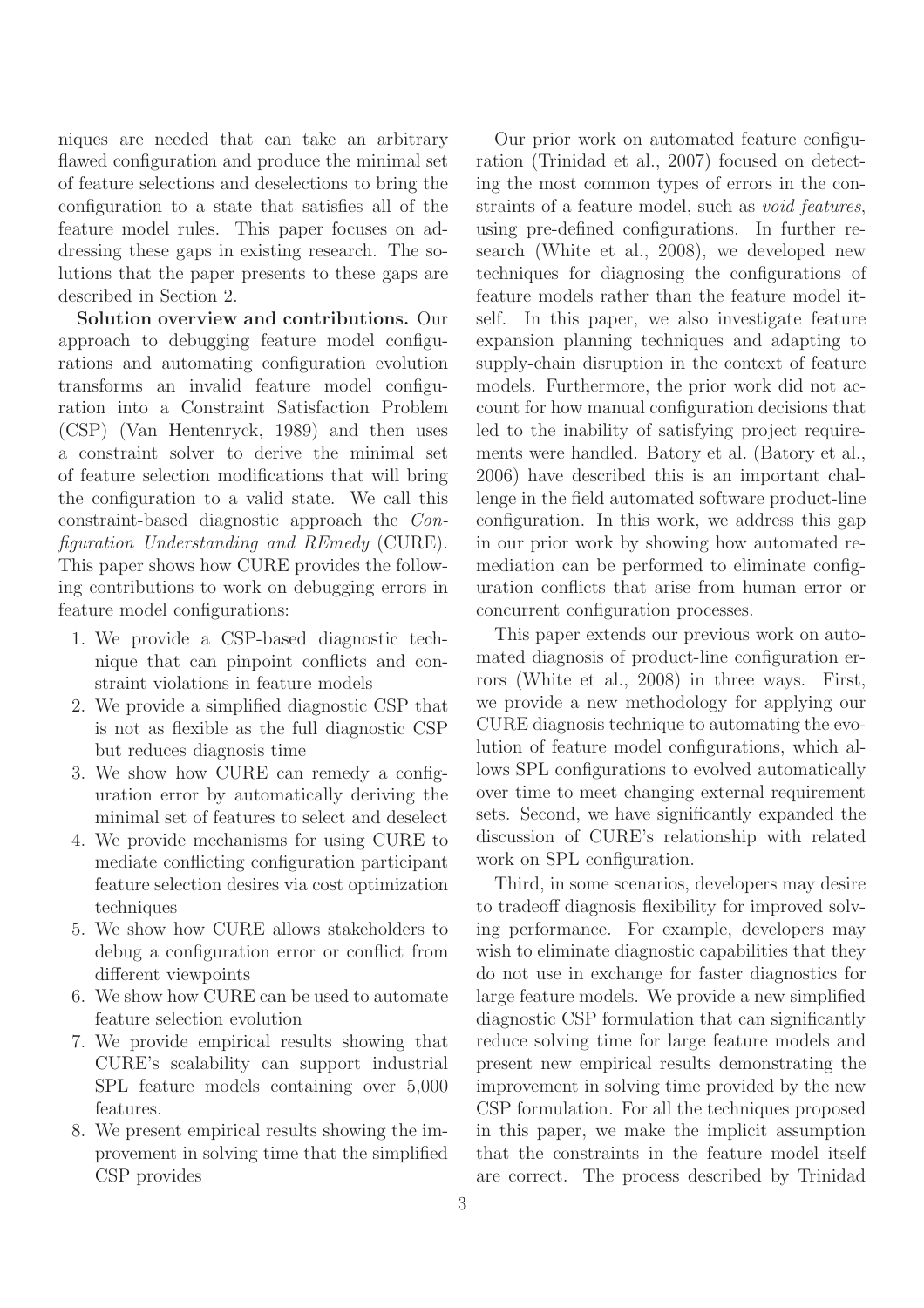niques are needed that can take an arbitrary flawed configuration and produce the minimal set of feature selections and deselections to bring the configuration to a state that satisfies all of the feature model rules. This paper focuses on addressing these gaps in existing research. The solutions that the paper presents to these gaps are described in Section 2.

**Solution overview and contributions.** Our approach to debugging feature model configurations and automating configuration evolution transforms an invalid feature model configuration into a Constraint Satisfaction Problem (CSP) (Van Hentenryck, 1989) and then uses a constraint solver to derive the minimal set of feature selection modifications that will bring the configuration to a valid state. We call this constraint-based diagnostic approach the *Configuration Understanding and REmedy* (CURE). This paper shows how CURE provides the following contributions to work on debugging errors in feature model configurations:

1. We provide a CSP-based diagnostic technique that can pinpoint conflicts and constraint violations in feature models
2. We provide a simplified diagnostic CSP that is not as flexible as the full diagnostic CSP but reduces diagnosis time
3. We show how CURE can remedy a configuration error by automatically deriving the minimal set of features to select and deselect
4. We provide mechanisms for using CURE to mediate conflicting configuration participant feature selection desires via cost optimization techniques
5. We show how CURE allows stakeholders to debug a configuration error or conflict from different viewpoints
6. We show how CURE can be used to automate feature selection evolution
7. We provide empirical results showing that CURE's scalability can support industrial SPL feature models containing over 5,000 features.
8. We present empirical results showing the improvement in solving time that the simplified CSP provides

Our prior work on automated feature configuration (Trinidad et al., 2007) focused on detecting the most common types of errors in the constraints of a feature model, such as *void features*, using pre-defined configurations. In further research (White et al., 2008), we developed new techniques for diagnosing the configurations of feature models rather than the feature model itself. In this paper, we also investigate feature expansion planning techniques and adapting to supply-chain disruption in the context of feature models. Furthermore, the prior work did not account for how manual configuration decisions that led to the inability of satisfying project requirements were handled. Batory et al. (Batory et al., 2006) have described this is an important challenge in the field automated software product-line configuration. In this work, we address this gap in our prior work by showing how automated remediation can be performed to eliminate configuration conflicts that arise from human error or concurrent configuration processes.

This paper extends our previous work on automated diagnosis of product-line configuration errors (White et al., 2008) in three ways. First, we provide a new methodology for applying our CURE diagnosis technique to automating the evolution of feature model configurations, which allows SPL configurations to evolved automatically over time to meet changing external requirement sets. Second, we have significantly expanded the discussion of CURE's relationship with related work on SPL configuration.

Third, in some scenarios, developers may desire to tradeoff diagnosis flexibility for improved solving performance. For example, developers may wish to eliminate diagnostic capabilities that they do not use in exchange for faster diagnostics for large feature models. We provide a new simplified diagnostic CSP formulation that can significantly reduce solving time for large feature models and present new empirical results demonstrating the improvement in solving time provided by the new CSP formulation. For all the techniques proposed in this paper, we make the implicit assumption that the constraints in the feature model itself are correct. The process described by Trinidad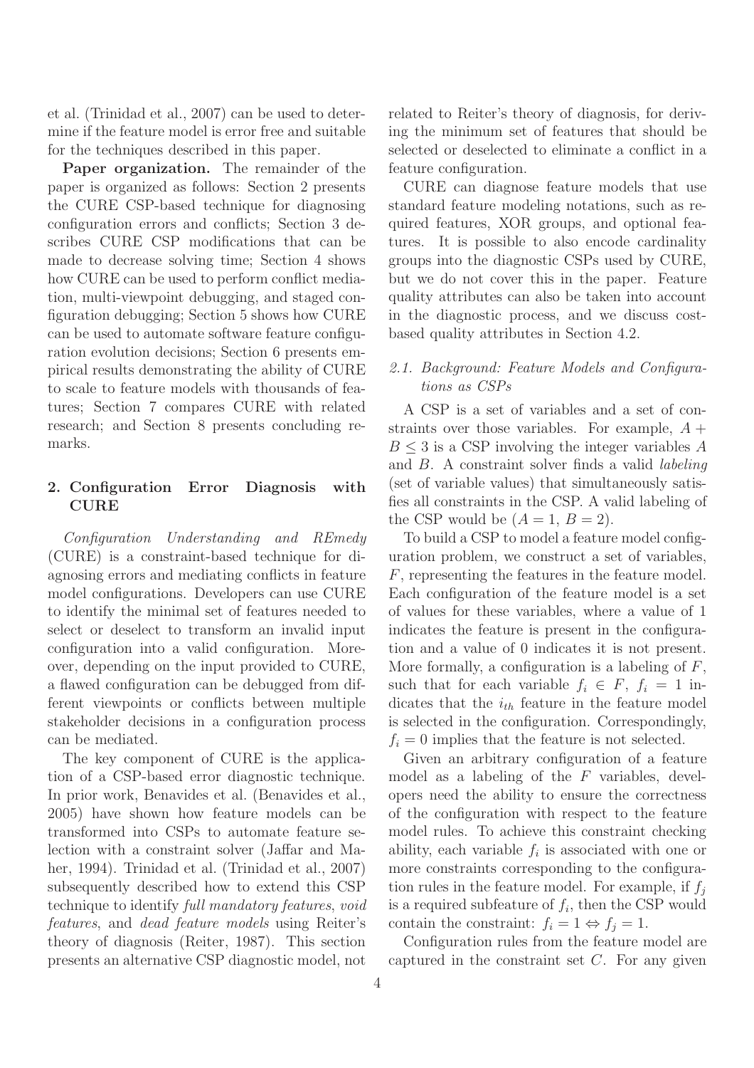et al. (Trinidad et al., 2007) can be used to determine if the feature model is error free and suitable for the techniques described in this paper.

**Paper organization.** The remainder of the paper is organized as follows: Section 2 presents the CURE CSP-based technique for diagnosing configuration errors and conflicts; Section 3 describes CURE CSP modifications that can be made to decrease solving time; Section 4 shows how CURE can be used to perform conflict mediation, multi-viewpoint debugging, and staged configuration debugging; Section 5 shows how CURE can be used to automate software feature configuration evolution decisions; Section 6 presents empirical results demonstrating the ability of CURE to scale to feature models with thousands of features; Section 7 compares CURE with related research; and Section 8 presents concluding remarks.

## 2. Configuration Error Diagnosis with CURE

*Configuration Understanding and REmedy* (CURE) is a constraint-based technique for diagnosing errors and mediating conflicts in feature model configurations. Developers can use CURE to identify the minimal set of features needed to select or deselect to transform an invalid input configuration into a valid configuration. Moreover, depending on the input provided to CURE, a flawed configuration can be debugged from different viewpoints or conflicts between multiple stakeholder decisions in a configuration process can be mediated.

The key component of CURE is the application of a CSP-based error diagnostic technique. In prior work, Benavides et al. (Benavides et al., 2005) have shown how feature models can be transformed into CSPs to automate feature selection with a constraint solver (Jaffar and Maher, 1994). Trinidad et al. (Trinidad et al., 2007) subsequently described how to extend this CSP technique to identify *full mandatory features*, *void features*, and *dead feature models* using Reiter's theory of diagnosis (Reiter, 1987). This section presents an alternative CSP diagnostic model, not related to Reiter's theory of diagnosis, for deriving the minimum set of features that should be selected or deselected to eliminate a conflict in a feature configuration.

CURE can diagnose feature models that use standard feature modeling notations, such as required features, XOR groups, and optional features. It is possible to also encode cardinality groups into the diagnostic CSPs used by CURE, but we do not cover this in the paper. Feature quality attributes can also be taken into account in the diagnostic process, and we discuss cost-based quality attributes in Section 4.2.

### *2.1. Background: Feature Models and Configurations as CSPs*

A CSP is a set of variables and a set of constraints over those variables. For example, $A + B \leq 3$ is a CSP involving the integer variables $A$ and $B$. A constraint solver finds a valid *labeling* (set of variable values) that simultaneously satisfies all constraints in the CSP. A valid labeling of the CSP would be $(A = 1, B = 2)$.

To build a CSP to model a feature model configuration problem, we construct a set of variables, $F$, representing the features in the feature model. Each configuration of the feature model is a set of values for these variables, where a value of 1 indicates the feature is present in the configuration and a value of 0 indicates it is not present. More formally, a configuration is a labeling of $F$, such that for each variable $f_i \in F$, $f_i = 1$ indicates that the $i_{th}$ feature in the feature model is selected in the configuration. Correspondingly, $f_i = 0$ implies that the feature is not selected.

Given an arbitrary configuration of a feature model as a labeling of the $F$ variables, developers need the ability to ensure the correctness of the configuration with respect to the feature model rules. To achieve this constraint checking ability, each variable $f_i$ is associated with one or more constraints corresponding to the configuration rules in the feature model. For example, if $f_j$ is a required subfeature of $f_i$, then the CSP would contain the constraint: $f_i = 1 \Leftrightarrow f_j = 1$.

Configuration rules from the feature model are captured in the constraint set $C$. For any given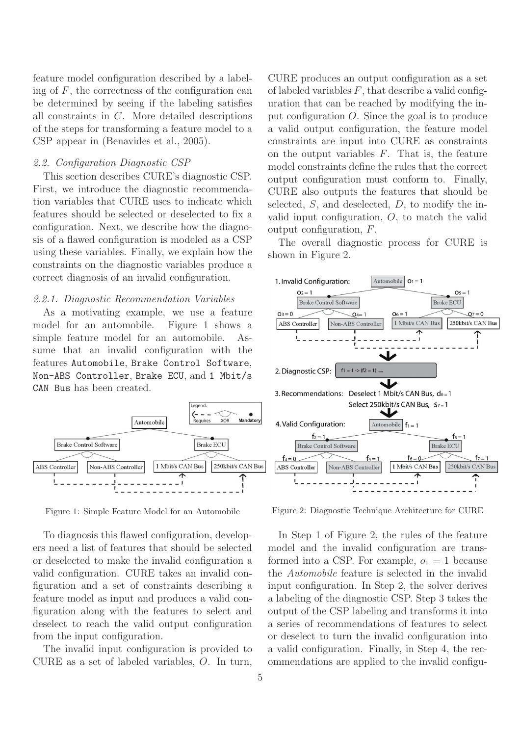feature model configuration described by a labeling of $F$, the correctness of the configuration can be determined by seeing if the labeling satisfies all constraints in $C$. More detailed descriptions of the steps for transforming a feature model to a CSP appear in (Benavides et al., 2005).

### 2.2. Configuration Diagnostic CSP

This section describes CURE's diagnostic CSP. First, we introduce the diagnostic recommendation variables that CURE uses to indicate which features should be selected or deselected to fix a configuration. Next, we describe how the diagnosis of a flawed configuration is modeled as a CSP using these variables. Finally, we explain how the constraints on the diagnostic variables produce a correct diagnosis of an invalid configuration.

#### 2.2.1. Diagnostic Recommendation Variables

As a motivating example, we use a feature model for an automobile. Figure 1 shows a simple feature model for an automobile. Assume that an invalid configuration with the features `Automobile`, `Brake Control Software`, `Non-ABS Controller`, `Brake ECU`, and `1 Mbit/s CAN Bus` has been created.

Figure 1: Simple Feature Model for an Automobile

To diagnosis this flawed configuration, developers need a list of features that should be selected or deselected to make the invalid configuration a valid configuration. CURE takes an invalid configuration and a set of constraints describing a feature model as input and produces a valid configuration along with the features to select and deselect to reach the valid output configuration from the input configuration.

The invalid input configuration is provided to CURE as a set of labeled variables, $O$. In turn, CURE produces an output configuration as a set of labeled variables $F$, that describe a valid configuration that can be reached by modifying the input configuration $O$. Since the goal is to produce a valid output configuration, the feature model constraints are input into CURE as constraints on the output variables $F$. That is, the feature model constraints define the rules that the correct output configuration must conform to. Finally, CURE also outputs the features that should be selected, $S$, and deselected, $D$, to modify the invalid input configuration, $O$, to match the valid output configuration, $F$.

The overall diagnostic process for CURE is shown in Figure 2.

Figure 2: Diagnostic Technique Architecture for CURE

In Step 1 of Figure 2, the rules of the feature model and the invalid configuration are transformed into a CSP. For example, $o_1 = 1$ because the *Automobile* feature is selected in the invalid input configuration. In Step 2, the solver derives a labeling of the diagnostic CSP. Step 3 takes the output of the CSP labeling and transforms it into a series of recommendations of features to select or deselect to turn the invalid configuration into a valid configuration. Finally, in Step 4, the recommendations are applied to the invalid configu-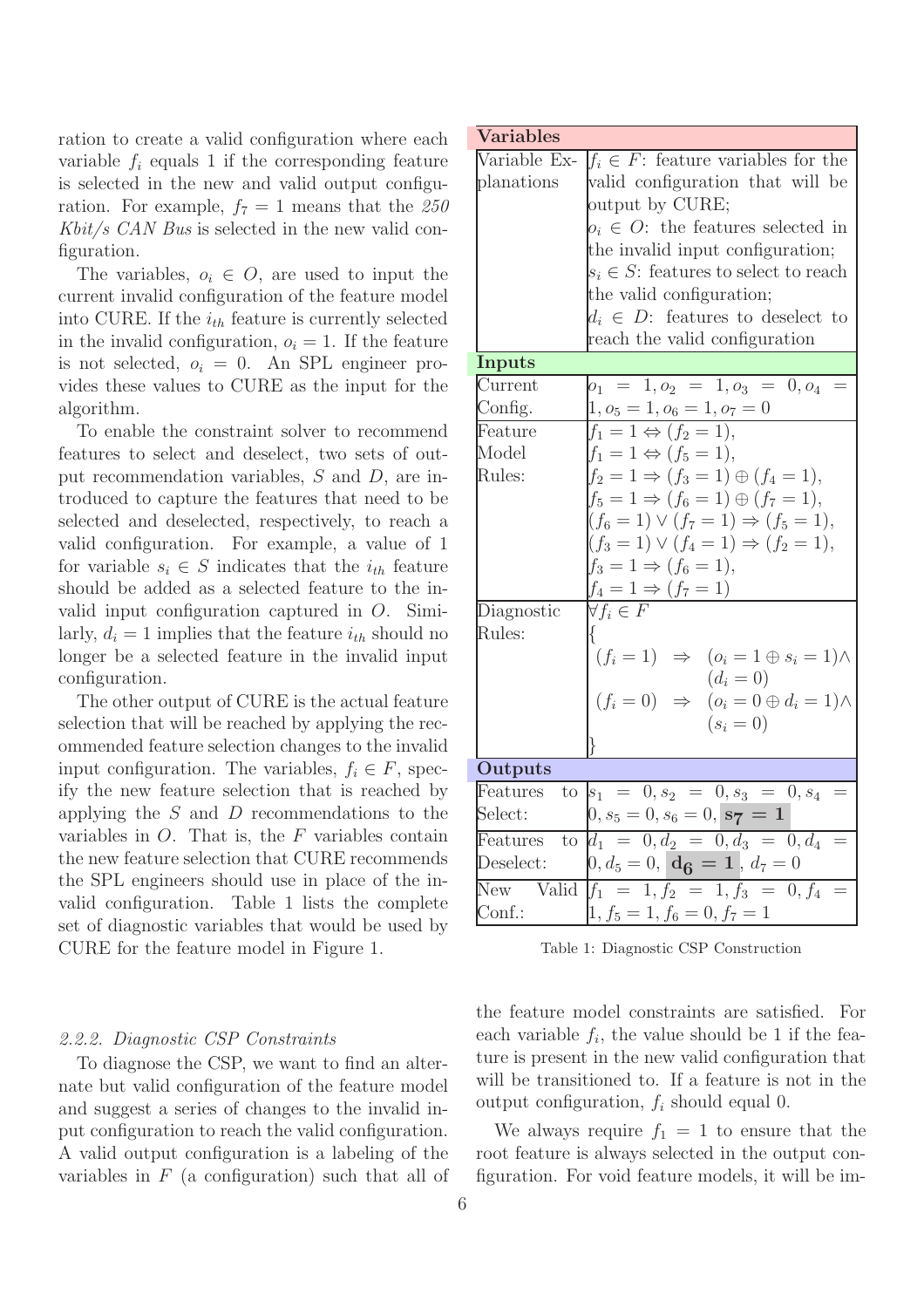ration to create a valid configuration where each variable $f_i$ equals 1 if the corresponding feature is selected in the new and valid output configuration. For example, $f_7 = 1$ means that the *250 Kbit/s CAN Bus* is selected in the new valid configuration.

The variables, $o_i \in O$, are used to input the current invalid configuration of the feature model into CURE. If the $i_{th}$ feature is currently selected in the invalid configuration, $o_i = 1$. If the feature is not selected, $o_i = 0$. An SPL engineer provides these values to CURE as the input for the algorithm.

To enable the constraint solver to recommend features to select and deselect, two sets of output recommendation variables, $S$ and $D$, are introduced to capture the features that need to be selected and deselected, respectively, to reach a valid configuration. For example, a value of 1 for variable $s_i \in S$ indicates that the $i_{th}$ feature should be added as a selected feature to the invalid input configuration captured in $O$. Similarly, $d_i = 1$ implies that the feature $i_{th}$ should no longer be a selected feature in the invalid input configuration.

The other output of CURE is the actual feature selection that will be reached by applying the recommended feature selection changes to the invalid input configuration. The variables, $f_i \in F$, specify the new feature selection that is reached by applying the $S$ and $D$ recommendations to the variables in $O$. That is, the $F$ variables contain the new feature selection that CURE recommends the SPL engineers should use in place of the invalid configuration. Table 1 lists the complete set of diagnostic variables that would be used by CURE for the feature model in Figure 1.

| **Variables** | |
|---|---|
| Variable Explanations | $f_i \in F$: feature variables for the valid configuration that will be output by CURE; $o_i \in O$: the features selected in the invalid input configuration; $s_i \in S$: features to select to reach the valid configuration; $d_i \in D$: features to deselect to reach the valid configuration |
| **Inputs** | |
| Current Config. | $o_1 = 1, o_2 = 1, o_3 = 0, o_4 = 1, o_5 = 1, o_6 = 1, o_7 = 0$ |
| Feature Model Rules: | $f_1 = 1 \Leftrightarrow (f_2 = 1)$, $f_1 = 1 \Leftrightarrow (f_5 = 1)$, $f_2 = 1 \Rightarrow (f_3 = 1) \oplus (f_4 = 1)$, $f_5 = 1 \Rightarrow (f_6 = 1) \oplus (f_7 = 1)$, $(f_6 = 1) \vee (f_7 = 1) \Rightarrow (f_5 = 1)$, $(f_3 = 1) \vee (f_4 = 1) \Rightarrow (f_2 = 1)$, $f_3 = 1 \Rightarrow (f_6 = 1)$, $f_4 = 1 \Rightarrow (f_7 = 1)$ |
| Diagnostic Rules: | $\forall f_i \in F$ { $(f_i = 1) \Rightarrow (o_i = 1 \oplus s_i = 1) \wedge (d_i = 0)$; $(f_i = 0) \Rightarrow (o_i = 0 \oplus d_i = 1) \wedge (s_i = 0)$ } |
| **Outputs** | |
| Features to Select: | $s_1 = 0, s_2 = 0, s_3 = 0, s_4 = 0, s_5 = 0, s_6 = 0,$ $\mathbf{s_7 = 1}$ |
| Features to Deselect: | $d_1 = 0, d_2 = 0, d_3 = 0, d_4 = 0, d_5 = 0,$ $\mathbf{d_6 = 1}$, $d_7 = 0$ |
| New Valid Conf.: | $f_1 = 1, f_2 = 1, f_3 = 0, f_4 = 1, f_5 = 1, f_6 = 0, f_7 = 1$ |

Table 1: Diagnostic CSP Construction

#### 2.2.2. Diagnostic CSP Constraints

To diagnose the CSP, we want to find an alternate but valid configuration of the feature model and suggest a series of changes to the invalid input configuration to reach the valid configuration. A valid output configuration is a labeling of the variables in $F$ (a configuration) such that all of the feature model constraints are satisfied. For each variable $f_i$, the value should be 1 if the feature is present in the new valid configuration that will be transitioned to. If a feature is not in the output configuration, $f_i$ should equal 0.

We always require $f_1 = 1$ to ensure that the root feature is always selected in the output configuration. For void feature models, it will be im-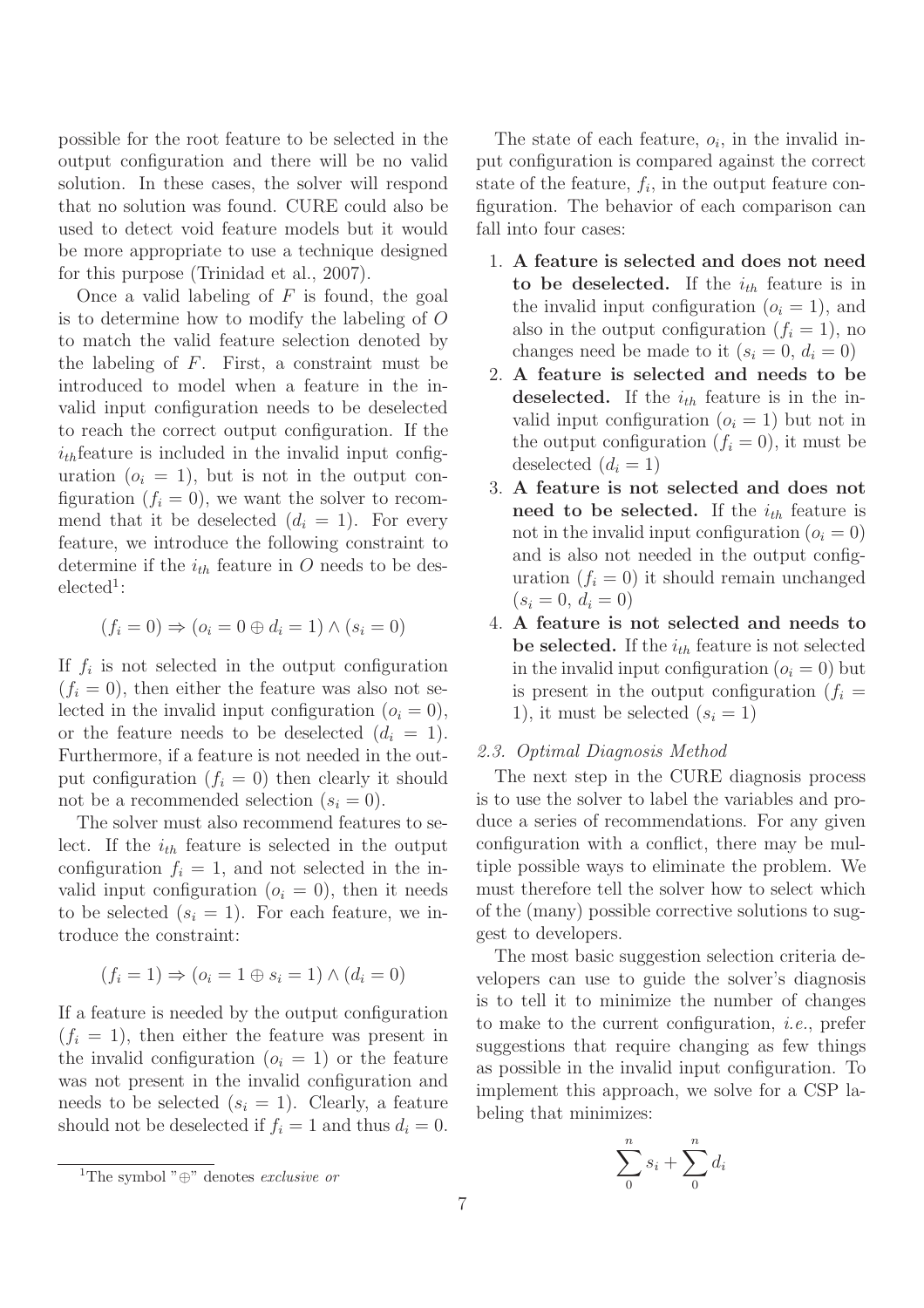possible for the root feature to be selected in the output configuration and there will be no valid solution. In these cases, the solver will respond that no solution was found. CURE could also be used to detect void feature models but it would be more appropriate to use a technique designed for this purpose (Trinidad et al., 2007).

Once a valid labeling of $F$ is found, the goal is to determine how to modify the labeling of $O$ to match the valid feature selection denoted by the labeling of $F$. First, a constraint must be introduced to model when a feature in the invalid input configuration needs to be deselected to reach the correct output configuration. If the $i_{th}$feature is included in the invalid input configuration ($o_i = 1$), but is not in the output configuration ($f_i = 0$), we want the solver to recommend that it be deselected ($d_i = 1$). For every feature, we introduce the following constraint to determine if the $i_{th}$ feature in $O$ needs to be deselected[1]:

$$(f_i = 0) \Rightarrow (o_i = 0 \oplus d_i = 1) \wedge (s_i = 0)$$

If $f_i$ is not selected in the output configuration ($f_i = 0$), then either the feature was also not selected in the invalid input configuration ($o_i = 0$), or the feature needs to be deselected ($d_i = 1$). Furthermore, if a feature is not needed in the output configuration ($f_i = 0$) then clearly it should not be a recommended selection ($s_i = 0$).

The solver must also recommend features to select. If the $i_{th}$ feature is selected in the output configuration $f_i = 1$, and not selected in the invalid input configuration ($o_i = 0$), then it needs to be selected ($s_i = 1$). For each feature, we introduce the constraint:

$$(f_i = 1) \Rightarrow (o_i = 1 \oplus s_i = 1) \wedge (d_i = 0)$$

If a feature is needed by the output configuration ($f_i = 1$), then either the feature was present in the invalid configuration ($o_i = 1$) or the feature was not present in the invalid configuration and needs to be selected ($s_i = 1$). Clearly, a feature should not be deselected if $f_i = 1$ and thus $d_i = 0$.

[1]The symbol "$\oplus$" denotes *exclusive or*

The state of each feature, $o_i$, in the invalid input configuration is compared against the correct state of the feature, $f_i$, in the output feature configuration. The behavior of each comparison can fall into four cases:

1. **A feature is selected and does not need to be deselected.** If the $i_{th}$ feature is in the invalid input configuration ($o_i = 1$), and also in the output configuration ($f_i = 1$), no changes need be made to it ($s_i = 0$, $d_i = 0$)
2. **A feature is selected and needs to be deselected.** If the $i_{th}$ feature is in the invalid input configuration ($o_i = 1$) but not in the output configuration ($f_i = 0$), it must be deselected ($d_i = 1$)
3. **A feature is not selected and does not need to be selected.** If the $i_{th}$ feature is not in the invalid input configuration ($o_i = 0$) and is also not needed in the output configuration ($f_i = 0$) it should remain unchanged ($s_i = 0$, $d_i = 0$)
4. **A feature is not selected and needs to be selected.** If the $i_{th}$ feature is not selected in the invalid input configuration ($o_i = 0$) but is present in the output configuration ($f_i = 1$), it must be selected ($s_i = 1$)

### *2.3. Optimal Diagnosis Method*

The next step in the CURE diagnosis process is to use the solver to label the variables and produce a series of recommendations. For any given configuration with a conflict, there may be multiple possible ways to eliminate the problem. We must therefore tell the solver how to select which of the (many) possible corrective solutions to suggest to developers.

The most basic suggestion selection criteria developers can use to guide the solver's diagnosis is to tell it to minimize the number of changes to make to the current configuration, *i.e.*, prefer suggestions that require changing as few things as possible in the invalid input configuration. To implement this approach, we solve for a CSP labeling that minimizes:

$$\sum_{0}^{n} s_i + \sum_{0}^{n} d_i$$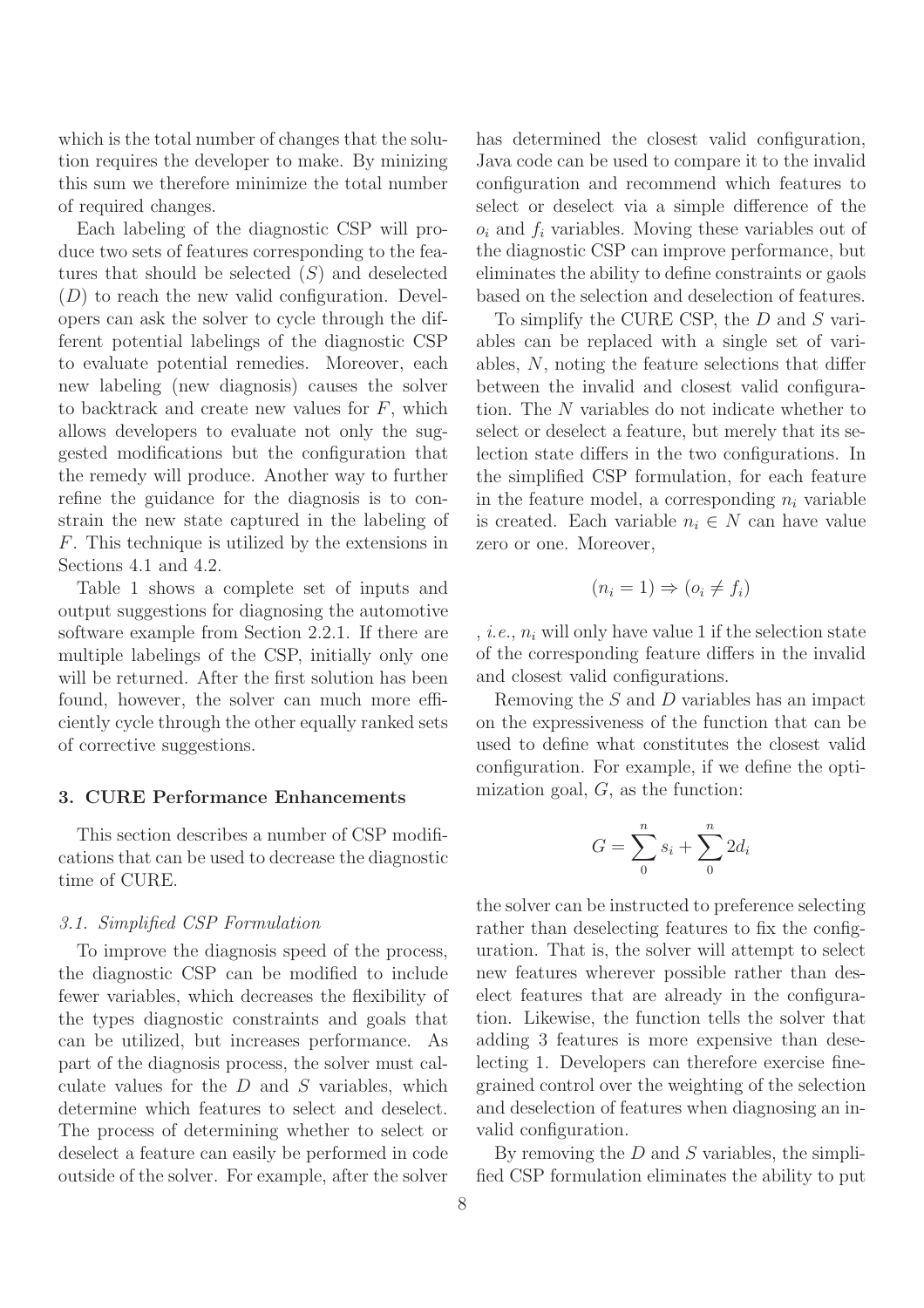which is the total number of changes that the solution requires the developer to make. By minizing this sum we therefore minimize the total number of required changes.

Each labeling of the diagnostic CSP will produce two sets of features corresponding to the features that should be selected ($S$) and deselected ($D$) to reach the new valid configuration. Developers can ask the solver to cycle through the different potential labelings of the diagnostic CSP to evaluate potential remedies. Moreover, each new labeling (new diagnosis) causes the solver to backtrack and create new values for $F$, which allows developers to evaluate not only the suggested modifications but the configuration that the remedy will produce. Another way to further refine the guidance for the diagnosis is to constrain the new state captured in the labeling of $F$. This technique is utilized by the extensions in Sections 4.1 and 4.2.

Table 1 shows a complete set of inputs and output suggestions for diagnosing the automotive software example from Section 2.2.1. If there are multiple labelings of the CSP, initially only one will be returned. After the first solution has been found, however, the solver can much more efficiently cycle through the other equally ranked sets of corrective suggestions.

## 3. CURE Performance Enhancements

This section describes a number of CSP modifications that can be used to decrease the diagnostic time of CURE.

### *3.1. Simplified CSP Formulation*

To improve the diagnosis speed of the process, the diagnostic CSP can be modified to include fewer variables, which decreases the flexibility of the types diagnostic constraints and goals that can be utilized, but increases performance. As part of the diagnosis process, the solver must calculate values for the $D$ and $S$ variables, which determine which features to select and deselect. The process of determining whether to select or deselect a feature can easily be performed in code outside of the solver. For example, after the solver has determined the closest valid configuration, Java code can be used to compare it to the invalid configuration and recommend which features to select or deselect via a simple difference of the $o_i$ and $f_i$ variables. Moving these variables out of the diagnostic CSP can improve performance, but eliminates the ability to define constraints or gaols based on the selection and deselection of features.

To simplify the CURE CSP, the $D$ and $S$ variables can be replaced with a single set of variables, $N$, noting the feature selections that differ between the invalid and closest valid configuration. The $N$ variables do not indicate whether to select or deselect a feature, but merely that its selection state differs in the two configurations. In the simplified CSP formulation, for each feature in the feature model, a corresponding $n_i$ variable is created. Each variable $n_i \in N$ can have value zero or one. Moreover,

$$(n_i = 1) \Rightarrow (o_i \neq f_i)$$

, *i.e.*, $n_i$ will only have value 1 if the selection state of the corresponding feature differs in the invalid and closest valid configurations.

Removing the $S$ and $D$ variables has an impact on the expressiveness of the function that can be used to define what constitutes the closest valid configuration. For example, if we define the optimization goal, $G$, as the function:

$$G = \sum_{0}^{n} s_i + \sum_{0}^{n} 2d_i$$

the solver can be instructed to preference selecting rather than deselecting features to fix the configuration. That is, the solver will attempt to select new features wherever possible rather than deselect features that are already in the configuration. Likewise, the function tells the solver that adding 3 features is more expensive than deselecting 1. Developers can therefore exercise fine-grained control over the weighting of the selection and deselection of features when diagnosing an invalid configuration.

By removing the $D$ and $S$ variables, the simplified CSP formulation eliminates the ability to put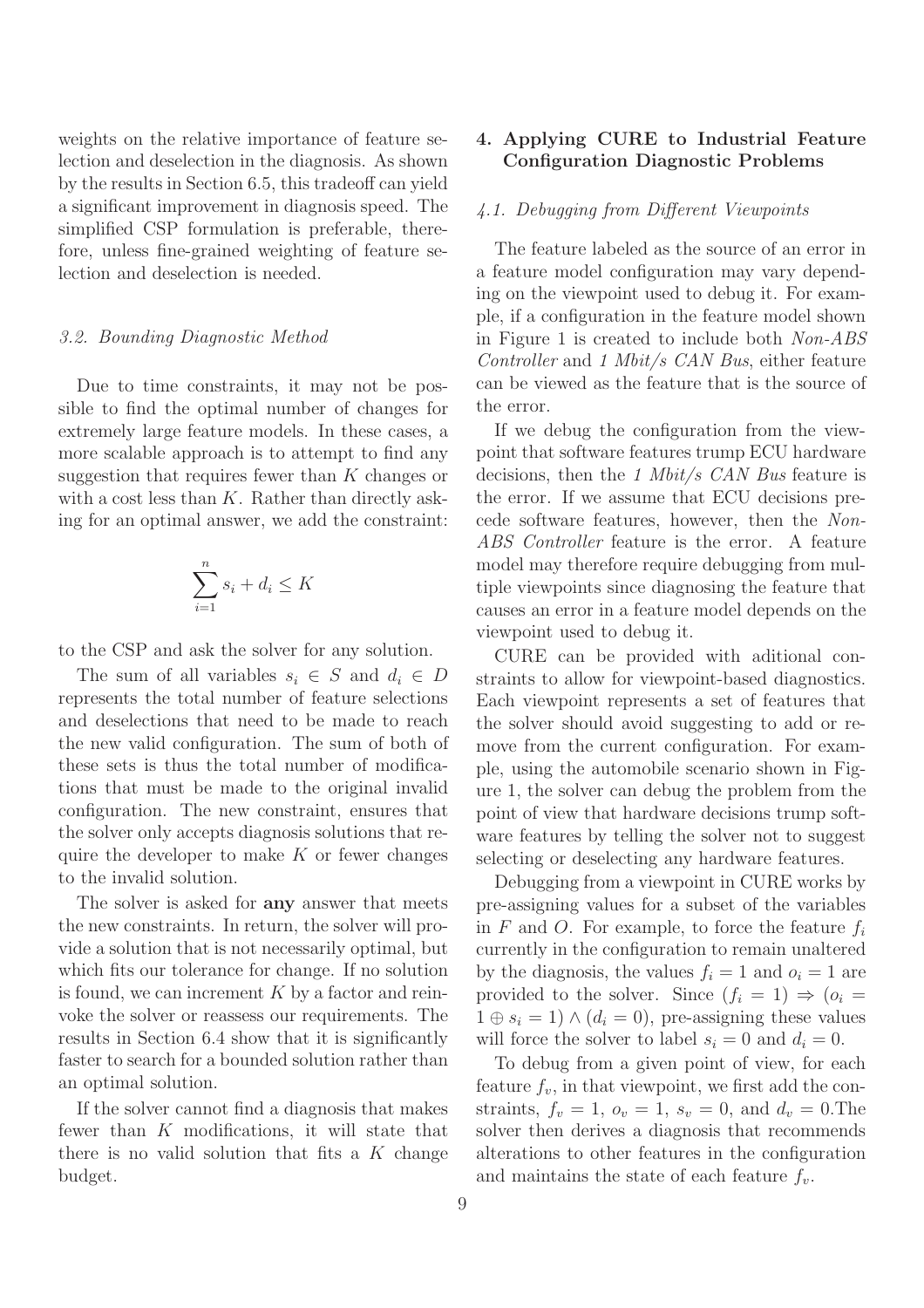weights on the relative importance of feature selection and deselection in the diagnosis. As shown by the results in Section 6.5, this tradeoff can yield a significant improvement in diagnosis speed. The simplified CSP formulation is preferable, therefore, unless fine-grained weighting of feature selection and deselection is needed.

### 3.2. Bounding Diagnostic Method

Due to time constraints, it may not be possible to find the optimal number of changes for extremely large feature models. In these cases, a more scalable approach is to attempt to find any suggestion that requires fewer than $K$ changes or with a cost less than $K$. Rather than directly asking for an optimal answer, we add the constraint:

$$\sum_{i=1}^{n} s_i + d_i \leq K$$

to the CSP and ask the solver for any solution.

The sum of all variables $s_i \in S$ and $d_i \in D$ represents the total number of feature selections and deselections that need to be made to reach the new valid configuration. The sum of both of these sets is thus the total number of modifications that must be made to the original invalid configuration. The new constraint, ensures that the solver only accepts diagnosis solutions that require the developer to make $K$ or fewer changes to the invalid solution.

The solver is asked for **any** answer that meets the new constraints. In return, the solver will provide a solution that is not necessarily optimal, but which fits our tolerance for change. If no solution is found, we can increment $K$ by a factor and reinvoke the solver or reassess our requirements. The results in Section 6.4 show that it is significantly faster to search for a bounded solution rather than an optimal solution.

If the solver cannot find a diagnosis that makes fewer than $K$ modifications, it will state that there is no valid solution that fits a $K$ change budget.

## 4. Applying CURE to Industrial Feature Configuration Diagnostic Problems

### 4.1. Debugging from Different Viewpoints

The feature labeled as the source of an error in a feature model configuration may vary depending on the viewpoint used to debug it. For example, if a configuration in the feature model shown in Figure 1 is created to include both *Non-ABS Controller* and *1 Mbit/s CAN Bus*, either feature can be viewed as the feature that is the source of the error.

If we debug the configuration from the viewpoint that software features trump ECU hardware decisions, then the *1 Mbit/s CAN Bus* feature is the error. If we assume that ECU decisions precede software features, however, then the *Non-ABS Controller* feature is the error. A feature model may therefore require debugging from multiple viewpoints since diagnosing the feature that causes an error in a feature model depends on the viewpoint used to debug it.

CURE can be provided with aditional constraints to allow for viewpoint-based diagnostics. Each viewpoint represents a set of features that the solver should avoid suggesting to add or remove from the current configuration. For example, using the automobile scenario shown in Figure 1, the solver can debug the problem from the point of view that hardware decisions trump software features by telling the solver not to suggest selecting or deselecting any hardware features.

Debugging from a viewpoint in CURE works by pre-assigning values for a subset of the variables in $F$ and $O$. For example, to force the feature $f_i$ currently in the configuration to remain unaltered by the diagnosis, the values $f_i = 1$ and $o_i = 1$ are provided to the solver. Since $(f_i = 1) \Rightarrow (o_i = 1 \oplus s_i = 1) \wedge (d_i = 0)$, pre-assigning these values will force the solver to label $s_i = 0$ and $d_i = 0$.

To debug from a given point of view, for each feature $f_v$, in that viewpoint, we first add the constraints, $f_v = 1$, $o_v = 1$, $s_v = 0$, and $d_v = 0$.The solver then derives a diagnosis that recommends alterations to other features in the configuration and maintains the state of each feature $f_v$.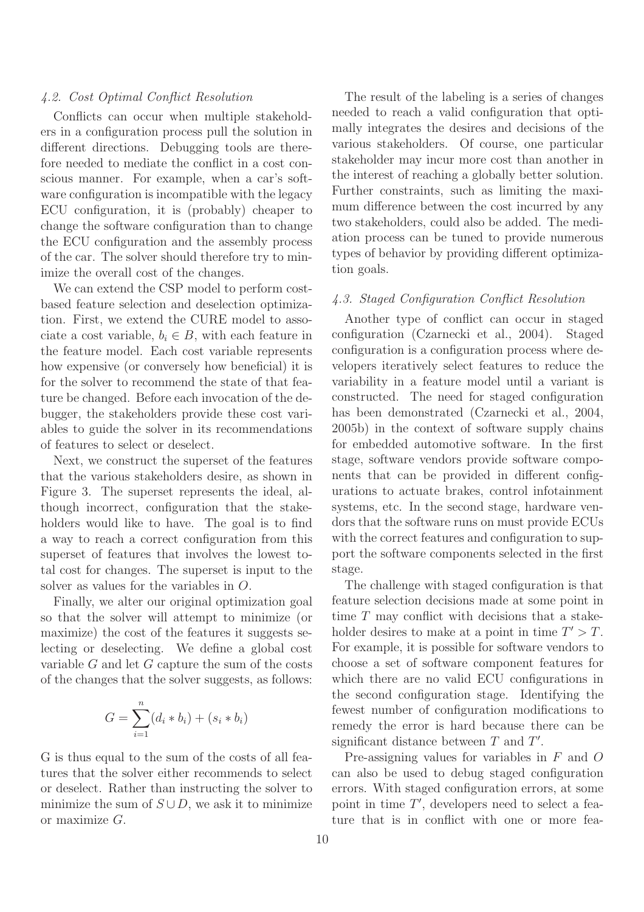### 4.2. Cost Optimal Conflict Resolution

Conflicts can occur when multiple stakeholders in a configuration process pull the solution in different directions. Debugging tools are therefore needed to mediate the conflict in a cost conscious manner. For example, when a car's software configuration is incompatible with the legacy ECU configuration, it is (probably) cheaper to change the software configuration than to change the ECU configuration and the assembly process of the car. The solver should therefore try to minimize the overall cost of the changes.

We can extend the CSP model to perform cost-based feature selection and deselection optimization. First, we extend the CURE model to associate a cost variable, $b_i \in B$, with each feature in the feature model. Each cost variable represents how expensive (or conversely how beneficial) it is for the solver to recommend the state of that feature be changed. Before each invocation of the debugger, the stakeholders provide these cost variables to guide the solver in its recommendations of features to select or deselect.

Next, we construct the superset of the features that the various stakeholders desire, as shown in Figure 3. The superset represents the ideal, although incorrect, configuration that the stakeholders would like to have. The goal is to find a way to reach a correct configuration from this superset of features that involves the lowest total cost for changes. The superset is input to the solver as values for the variables in $O$.

Finally, we alter our original optimization goal so that the solver will attempt to minimize (or maximize) the cost of the features it suggests selecting or deselecting. We define a global cost variable $G$ and let $G$ capture the sum of the costs of the changes that the solver suggests, as follows:

$$G = \sum_{i=1}^{n} (d_i * b_i) + (s_i * b_i)$$

G is thus equal to the sum of the costs of all features that the solver either recommends to select or deselect. Rather than instructing the solver to minimize the sum of $S \cup D$, we ask it to minimize or maximize $G$.

The result of the labeling is a series of changes needed to reach a valid configuration that optimally integrates the desires and decisions of the various stakeholders. Of course, one particular stakeholder may incur more cost than another in the interest of reaching a globally better solution. Further constraints, such as limiting the maximum difference between the cost incurred by any two stakeholders, could also be added. The mediation process can be tuned to provide numerous types of behavior by providing different optimization goals.

### 4.3. Staged Configuration Conflict Resolution

Another type of conflict can occur in staged configuration (Czarnecki et al., 2004). Staged configuration is a configuration process where developers iteratively select features to reduce the variability in a feature model until a variant is constructed. The need for staged configuration has been demonstrated (Czarnecki et al., 2004, 2005b) in the context of software supply chains for embedded automotive software. In the first stage, software vendors provide software components that can be provided in different configurations to actuate brakes, control infotainment systems, etc. In the second stage, hardware vendors that the software runs on must provide ECUs with the correct features and configuration to support the software components selected in the first stage.

The challenge with staged configuration is that feature selection decisions made at some point in time $T$ may conflict with decisions that a stakeholder desires to make at a point in time $T' > T$. For example, it is possible for software vendors to choose a set of software component features for which there are no valid ECU configurations in the second configuration stage. Identifying the fewest number of configuration modifications to remedy the error is hard because there can be significant distance between $T$ and $T'$.

Pre-assigning values for variables in $F$ and $O$ can also be used to debug staged configuration errors. With staged configuration errors, at some point in time $T'$, developers need to select a feature that is in conflict with one or more fea-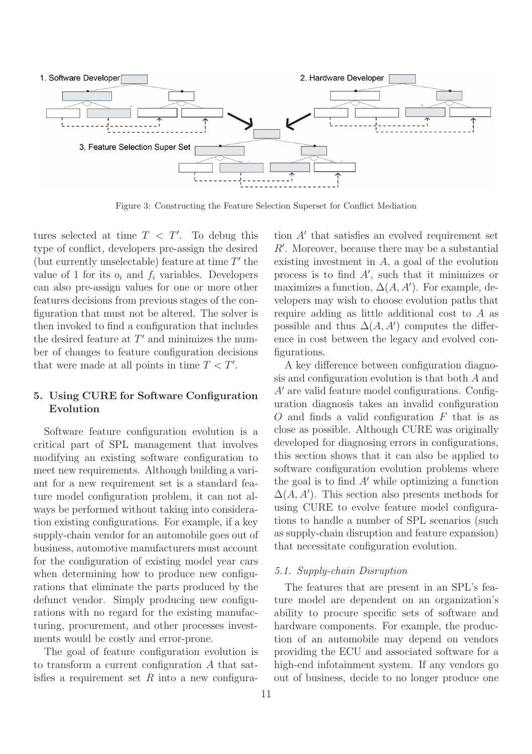Figure 3: Constructing the Feature Selection Superset for Conflict Mediation

tures selected at time $T < T'$. To debug this type of conflict, developers pre-assign the desired (but currently unselectable) feature at time $T'$ the value of 1 for its $o_i$ and $f_i$ variables. Developers can also pre-assign values for one or more other features decisions from previous stages of the configuration that must not be altered. The solver is then invoked to find a configuration that includes the desired feature at $T'$ and minimizes the number of changes to feature configuration decisions that were made at all points in time $T < T'$.

## 5. Using CURE for Software Configuration Evolution

Software feature configuration evolution is a critical part of SPL management that involves modifying an existing software configuration to meet new requirements. Although building a variant for a new requirement set is a standard feature model configuration problem, it can not always be performed without taking into consideration existing configurations. For example, if a key supply-chain vendor for an automobile goes out of business, automotive manufacturers must account for the configuration of existing model year cars when determining how to produce new configurations that eliminate the parts produced by the defunct vendor. Simply producing new configurations with no regard for the existing manufacturing, procurement, and other processes investments would be costly and error-prone.

The goal of feature configuration evolution is to transform a current configuration $A$ that satisfies a requirement set $R$ into a new configuration $A'$ that satisfies an evolved requirement set $R'$. Moreover, because there may be a substantial existing investment in $A$, a goal of the evolution process is to find $A'$, such that it minimizes or maximizes a function, $\Delta(A, A')$. For example, developers may wish to choose evolution paths that require adding as little additional cost to $A$ as possible and thus $\Delta(A, A')$ computes the difference in cost between the legacy and evolved configurations.

A key difference between configuration diagnosis and configuration evolution is that both $A$ and $A'$ are valid feature model configurations. Configuration diagnosis takes an invalid configuration $O$ and finds a valid configuration $F$ that is as close as possible. Although CURE was originally developed for diagnosing errors in configurations, this section shows that it can also be applied to software configuration evolution problems where the goal is to find $A'$ while optimizing a function $\Delta(A, A')$. This section also presents methods for using CURE to evolve feature model configurations to handle a number of SPL scenarios (such as supply-chain disruption and feature expansion) that necessitate configuration evolution.

### *5.1. Supply-chain Disruption*

The features that are present in an SPL's feature model are dependent on an organization's ability to procure specific sets of software and hardware components. For example, the production of an automobile may depend on vendors providing the ECU and associated software for a high-end infotainment system. If any vendors go out of business, decide to no longer produce one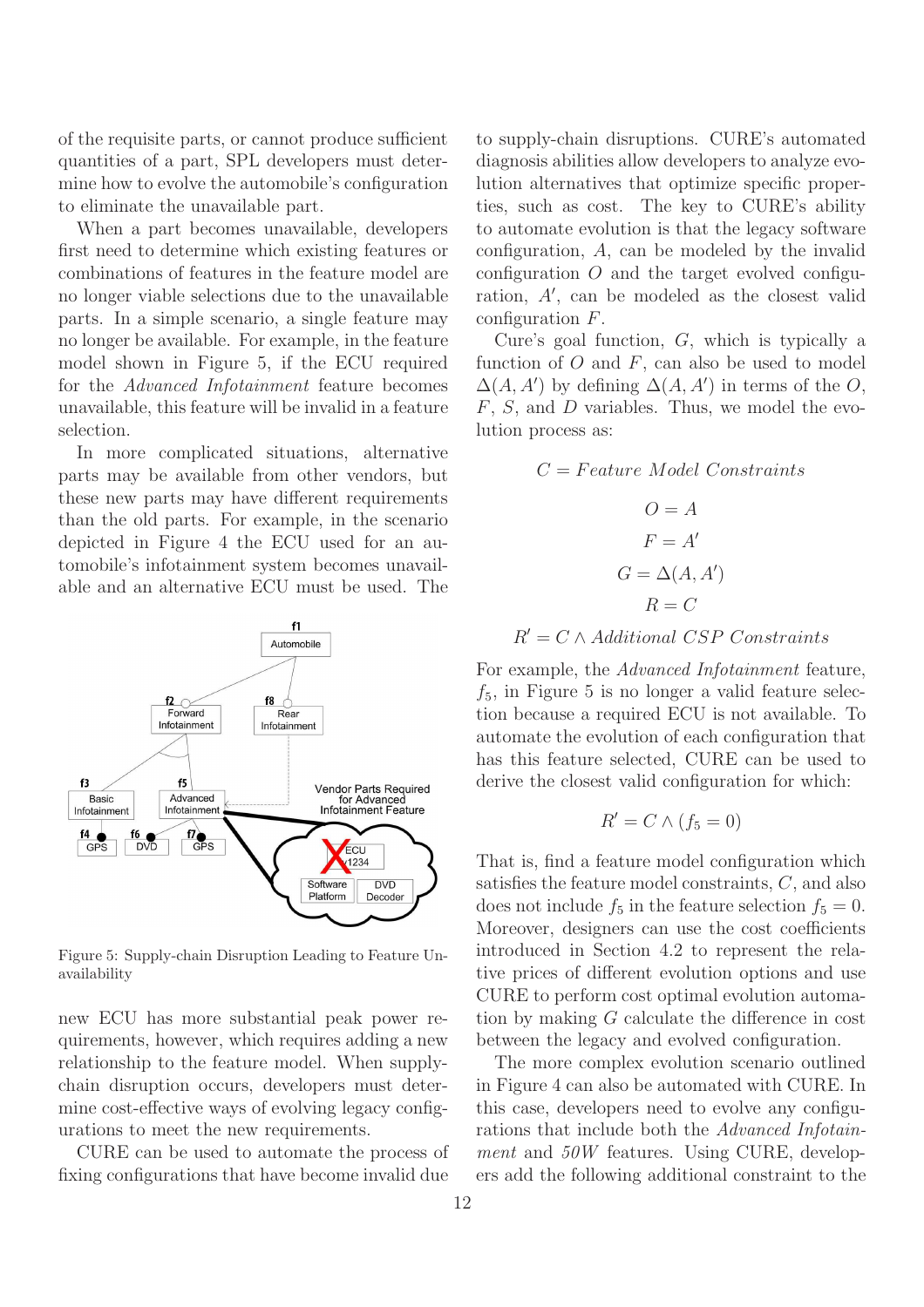of the requisite parts, or cannot produce sufficient quantities of a part, SPL developers must determine how to evolve the automobile's configuration to eliminate the unavailable part.

When a part becomes unavailable, developers first need to determine which existing features or combinations of features in the feature model are no longer viable selections due to the unavailable parts. In a simple scenario, a single feature may no longer be available. For example, in the feature model shown in Figure 5, if the ECU required for the *Advanced Infotainment* feature becomes unavailable, this feature will be invalid in a feature selection.

In more complicated situations, alternative parts may be available from other vendors, but these new parts may have different requirements than the old parts. For example, in the scenario depicted in Figure 4 the ECU used for an automobile's infotainment system becomes unavailable and an alternative ECU must be used. The new ECU has more substantial peak power requirements, however, which requires adding a new relationship to the feature model. When supply-chain disruption occurs, developers must determine cost-effective ways of evolving legacy configurations to meet the new requirements.

Figure 5: Supply-chain Disruption Leading to Feature Unavailability

CURE can be used to automate the process of fixing configurations that have become invalid due to supply-chain disruptions. CURE's automated diagnosis abilities allow developers to analyze evolution alternatives that optimize specific properties, such as cost. The key to CURE's ability to automate evolution is that the legacy software configuration, $A$, can be modeled by the invalid configuration $O$ and the target evolved configuration, $A'$, can be modeled as the closest valid configuration $F$.

Cure's goal function, $G$, which is typically a function of $O$ and $F$, can also be used to model $\Delta(A, A')$ by defining $\Delta(A, A')$ in terms of the $O$, $F$, $S$, and $D$ variables. Thus, we model the evolution process as:

$$C = Feature\ Model\ Constraints$$

$$O = A$$

$$F = A'$$

$$G = \Delta(A, A')$$

$$R = C$$

$$R' = C \wedge Additional\ CSP\ Constraints$$

For example, the *Advanced Infotainment* feature, $f_5$, in Figure 5 is no longer a valid feature selection because a required ECU is not available. To automate the evolution of each configuration that has this feature selected, CURE can be used to derive the closest valid configuration for which:

$$R' = C \wedge (f_5 = 0)$$

That is, find a feature model configuration which satisfies the feature model constraints, $C$, and also does not include $f_5$ in the feature selection $f_5 = 0$. Moreover, designers can use the cost coefficients introduced in Section 4.2 to represent the relative prices of different evolution options and use CURE to perform cost optimal evolution automation by making $G$ calculate the difference in cost between the legacy and evolved configuration.

The more complex evolution scenario outlined in Figure 4 can also be automated with CURE. In this case, developers need to evolve any configurations that include both the *Advanced Infotainment* and *50W* features. Using CURE, developers add the following additional constraint to the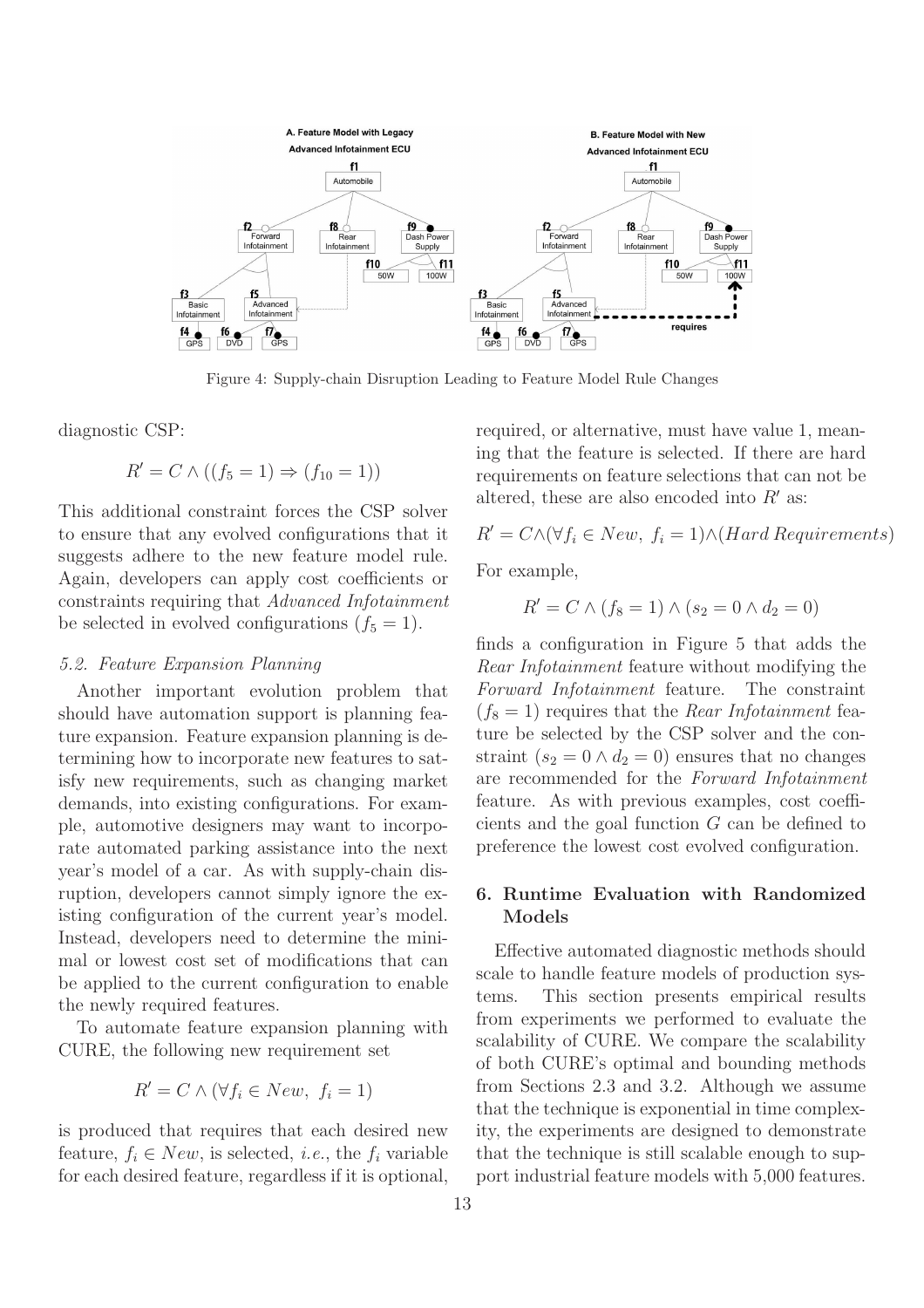Figure 4: Supply-chain Disruption Leading to Feature Model Rule Changes

diagnostic CSP:

$$R' = C \wedge ((f_5 = 1) \Rightarrow (f_{10} = 1))$$

This additional constraint forces the CSP solver to ensure that any evolved configurations that it suggests adhere to the new feature model rule. Again, developers can apply cost coefficients or constraints requiring that *Advanced Infotainment* be selected in evolved configurations ($f_5 = 1$).

### 5.2. Feature Expansion Planning

Another important evolution problem that should have automation support is planning feature expansion. Feature expansion planning is determining how to incorporate new features to satisfy new requirements, such as changing market demands, into existing configurations. For example, automotive designers may want to incorporate automated parking assistance into the next year's model of a car. As with supply-chain disruption, developers cannot simply ignore the existing configuration of the current year's model. Instead, developers need to determine the minimal or lowest cost set of modifications that can be applied to the current configuration to enable the newly required features.

To automate feature expansion planning with CURE, the following new requirement set

$$R' = C \wedge (\forall f_i \in New,\ f_i = 1)$$

is produced that requires that each desired new feature, $f_i \in New$, is selected, *i.e.*, the $f_i$ variable for each desired feature, regardless if it is optional, required, or alternative, must have value 1, meaning that the feature is selected. If there are hard requirements on feature selections that can not be altered, these are also encoded into $R'$ as:

$$R' = C \wedge (\forall f_i \in New,\ f_i = 1) \wedge (Hard\, Requirements)$$

For example,

$$R' = C \wedge (f_8 = 1) \wedge (s_2 = 0 \wedge d_2 = 0)$$

finds a configuration in Figure 5 that adds the *Rear Infotainment* feature without modifying the *Forward Infotainment* feature. The constraint ($f_8 = 1$) requires that the *Rear Infotainment* feature be selected by the CSP solver and the constraint ($s_2 = 0 \wedge d_2 = 0$) ensures that no changes are recommended for the *Forward Infotainment* feature. As with previous examples, cost coefficients and the goal function $G$ can be defined to preference the lowest cost evolved configuration.

## 6. Runtime Evaluation with Randomized Models

Effective automated diagnostic methods should scale to handle feature models of production systems. This section presents empirical results from experiments we performed to evaluate the scalability of CURE. We compare the scalability of both CURE's optimal and bounding methods from Sections 2.3 and 3.2. Although we assume that the technique is exponential in time complexity, the experiments are designed to demonstrate that the technique is still scalable enough to support industrial feature models with 5,000 features.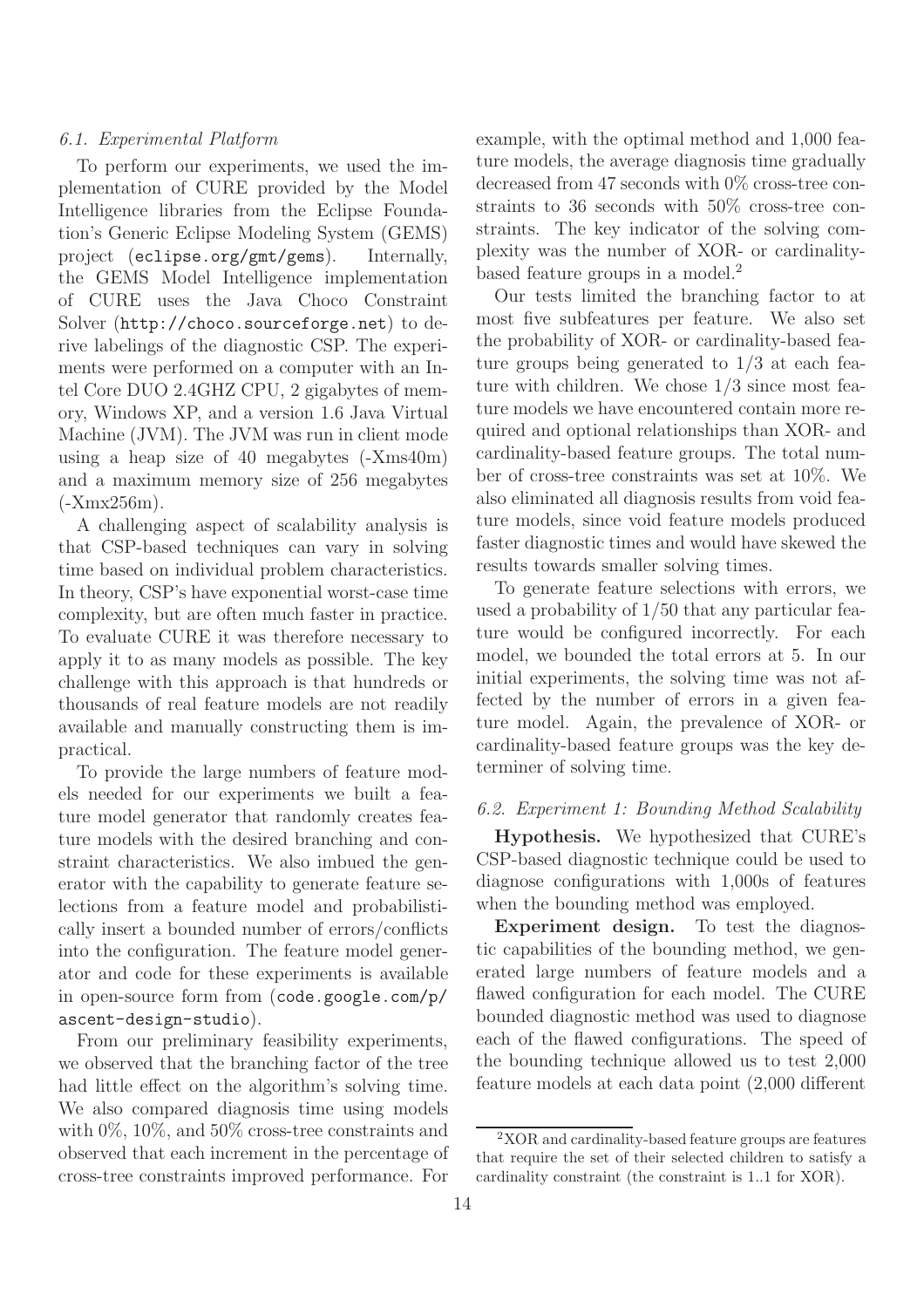### 6.1. Experimental Platform

To perform our experiments, we used the implementation of CURE provided by the Model Intelligence libraries from the Eclipse Foundation's Generic Eclipse Modeling System (GEMS) project (`eclipse.org/gmt/gems`). Internally, the GEMS Model Intelligence implementation of CURE uses the Java Choco Constraint Solver (`http://choco.sourceforge.net`) to derive labelings of the diagnostic CSP. The experiments were performed on a computer with an Intel Core DUO 2.4GHZ CPU, 2 gigabytes of memory, Windows XP, and a version 1.6 Java Virtual Machine (JVM). The JVM was run in client mode using a heap size of 40 megabytes (-Xms40m) and a maximum memory size of 256 megabytes (-Xmx256m).

A challenging aspect of scalability analysis is that CSP-based techniques can vary in solving time based on individual problem characteristics. In theory, CSP's have exponential worst-case time complexity, but are often much faster in practice. To evaluate CURE it was therefore necessary to apply it to as many models as possible. The key challenge with this approach is that hundreds or thousands of real feature models are not readily available and manually constructing them is impractical.

To provide the large numbers of feature models needed for our experiments we built a feature model generator that randomly creates feature models with the desired branching and constraint characteristics. We also imbued the generator with the capability to generate feature selections from a feature model and probabilistically insert a bounded number of errors/conflicts into the configuration. The feature model generator and code for these experiments is available in open-source form from (`code.google.com/p/ascent-design-studio`).

From our preliminary feasibility experiments, we observed that the branching factor of the tree had little effect on the algorithm's solving time. We also compared diagnosis time using models with 0%, 10%, and 50% cross-tree constraints and observed that each increment in the percentage of cross-tree constraints improved performance. For example, with the optimal method and 1,000 feature models, the average diagnosis time gradually decreased from 47 seconds with 0% cross-tree constraints to 36 seconds with 50% cross-tree constraints. The key indicator of the solving complexity was the number of XOR- or cardinality-based feature groups in a model.[2]

Our tests limited the branching factor to at most five subfeatures per feature. We also set the probability of XOR- or cardinality-based feature groups being generated to 1/3 at each feature with children. We chose 1/3 since most feature models we have encountered contain more required and optional relationships than XOR- and cardinality-based feature groups. The total number of cross-tree constraints was set at 10%. We also eliminated all diagnosis results from void feature models, since void feature models produced faster diagnostic times and would have skewed the results towards smaller solving times.

To generate feature selections with errors, we used a probability of 1/50 that any particular feature would be configured incorrectly. For each model, we bounded the total errors at 5. In our initial experiments, the solving time was not affected by the number of errors in a given feature model. Again, the prevalence of XOR- or cardinality-based feature groups was the key determiner of solving time.

### 6.2. Experiment 1: Bounding Method Scalability

**Hypothesis.** We hypothesized that CURE's CSP-based diagnostic technique could be used to diagnose configurations with 1,000s of features when the bounding method was employed.

**Experiment design.** To test the diagnostic capabilities of the bounding method, we generated large numbers of feature models and a flawed configuration for each model. The CURE bounded diagnostic method was used to diagnose each of the flawed configurations. The speed of the bounding technique allowed us to test 2,000 feature models at each data point (2,000 different

[2] XOR and cardinality-based feature groups are features that require the set of their selected children to satisfy a cardinality constraint (the constraint is 1..1 for XOR).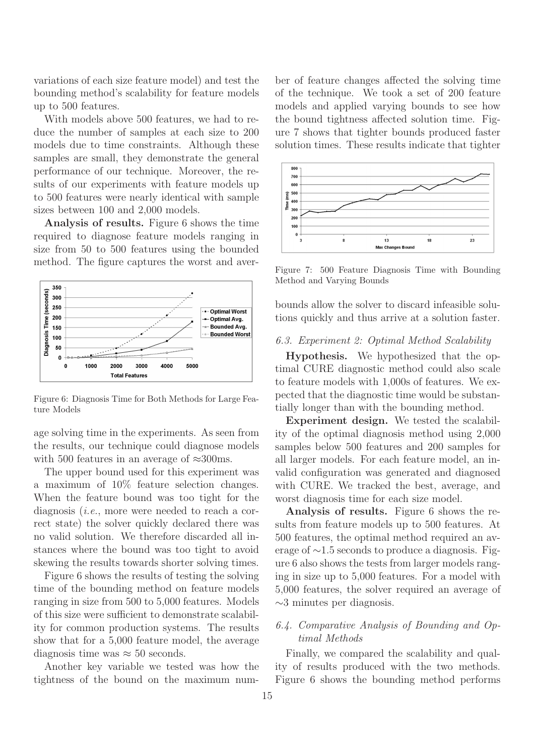variations of each size feature model) and test the bounding method's scalability for feature models up to 500 features.

With models above 500 features, we had to reduce the number of samples at each size to 200 models due to time constraints. Although these samples are small, they demonstrate the general performance of our technique. Moreover, the results of our experiments with feature models up to 500 features were nearly identical with sample sizes between 100 and 2,000 models.

**Analysis of results.** Figure 6 shows the time required to diagnose feature models ranging in size from 50 to 500 features using the bounded method. The figure captures the worst and average solving time in the experiments. As seen from the results, our technique could diagnose models with 500 features in an average of ≈300ms.

Figure 6: Diagnosis Time for Both Methods for Large Feature Models

The upper bound used for this experiment was a maximum of 10% feature selection changes. When the feature bound was too tight for the diagnosis (*i.e.*, more were needed to reach a correct state) the solver quickly declared there was no valid solution. We therefore discarded all instances where the bound was too tight to avoid skewing the results towards shorter solving times.

Figure 6 shows the results of testing the solving time of the bounding method on feature models ranging in size from 500 to 5,000 features. Models of this size were sufficient to demonstrate scalability for common production systems. The results show that for a 5,000 feature model, the average diagnosis time was ≈ 50 seconds.

Another key variable we tested was how the tightness of the bound on the maximum number of feature changes affected the solving time of the technique. We took a set of 200 feature models and applied varying bounds to see how the bound tightness affected solution time. Figure 7 shows that tighter bounds produced faster solution times. These results indicate that tighter bounds allow the solver to discard infeasible solutions quickly and thus arrive at a solution faster.

Figure 7: 500 Feature Diagnosis Time with Bounding Method and Varying Bounds

### *6.3. Experiment 2: Optimal Method Scalability*

**Hypothesis.** We hypothesized that the optimal CURE diagnostic method could also scale to feature models with 1,000s of features. We expected that the diagnostic time would be substantially longer than with the bounding method.

**Experiment design.** We tested the scalability of the optimal diagnosis method using 2,000 samples below 500 features and 200 samples for all larger models. For each feature model, an invalid configuration was generated and diagnosed with CURE. We tracked the best, average, and worst diagnosis time for each size model.

**Analysis of results.** Figure 6 shows the results from feature models up to 500 features. At 500 features, the optimal method required an average of ∼1.5 seconds to produce a diagnosis. Figure 6 also shows the tests from larger models ranging in size up to 5,000 features. For a model with 5,000 features, the solver required an average of ∼3 minutes per diagnosis.

### *6.4. Comparative Analysis of Bounding and Optimal Methods*

Finally, we compared the scalability and quality of results produced with the two methods. Figure 6 shows the bounding method performs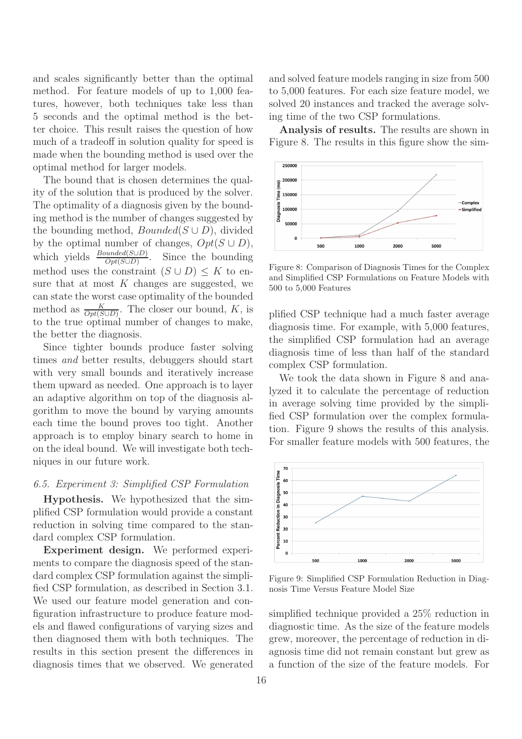and scales significantly better than the optimal method. For feature models of up to 1,000 features, however, both techniques take less than 5 seconds and the optimal method is the better choice. This result raises the question of how much of a tradeoff in solution quality for speed is made when the bounding method is used over the optimal method for larger models.

The bound that is chosen determines the quality of the solution that is produced by the solver. The optimality of a diagnosis given by the bounding method is the number of changes suggested by the bounding method, $Bounded(S \cup D)$, divided by the optimal number of changes, $Opt(S \cup D)$, which yields $\frac{Bounded(S \cup D)}{Opt(S \cup D)}$. Since the bounding method uses the constraint $(S \cup D) \leq K$ to ensure that at most $K$ changes are suggested, we can state the worst case optimality of the bounded method as $\frac{K}{Opt(S \cup D)}$. The closer our bound, $K$, is to the true optimal number of changes to make, the better the diagnosis.

Since tighter bounds produce faster solving times *and* better results, debuggers should start with very small bounds and iteratively increase them upward as needed. One approach is to layer an adaptive algorithm on top of the diagnosis algorithm to move the bound by varying amounts each time the bound proves too tight. Another approach is to employ binary search to home in on the ideal bound. We will investigate both techniques in our future work.

### 6.5. Experiment 3: Simplified CSP Formulation

**Hypothesis.** We hypothesized that the simplified CSP formulation would provide a constant reduction in solving time compared to the standard complex CSP formulation.

**Experiment design.** We performed experiments to compare the diagnosis speed of the standard complex CSP formulation against the simplified CSP formulation, as described in Section 3.1. We used our feature model generation and configuration infrastructure to produce feature models and flawed configurations of varying sizes and then diagnosed them with both techniques. The results in this section present the differences in diagnosis times that we observed. We generated and solved feature models ranging in size from 500 to 5,000 features. For each size feature model, we solved 20 instances and tracked the average solving time of the two CSP formulations.

**Analysis of results.** The results are shown in Figure 8. The results in this figure show the simplified CSP technique had a much faster average diagnosis time. For example, with 5,000 features, the simplified CSP formulation had an average diagnosis time of less than half of the standard complex CSP formulation.

Figure 8: Comparison of Diagnosis Times for the Complex and Simplified CSP Formulations on Feature Models with 500 to 5,000 Features

We took the data shown in Figure 8 and analyzed it to calculate the percentage of reduction in average solving time provided by the simplified CSP formulation over the complex formulation. Figure 9 shows the results of this analysis. For smaller feature models with 500 features, the simplified technique provided a 25% reduction in diagnostic time. As the size of the feature models grew, moreover, the percentage of reduction in diagnosis time did not remain constant but grew as a function of the size of the feature models. For

Figure 9: Simplified CSP Formulation Reduction in Diagnosis Time Versus Feature Model Size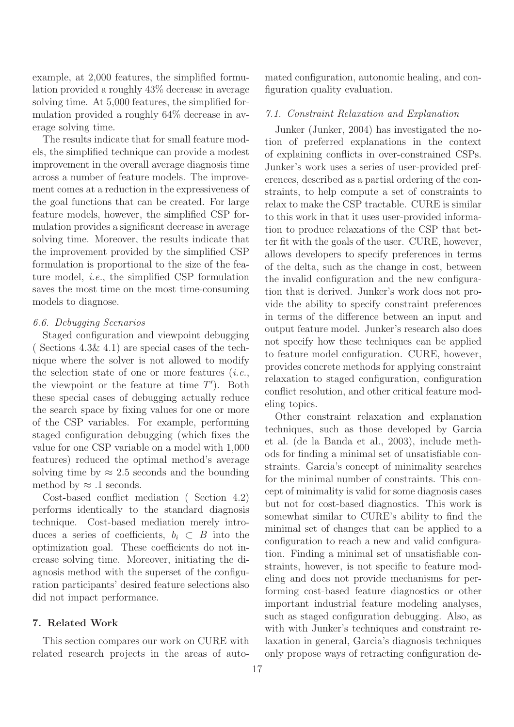example, at 2,000 features, the simplified formulation provided a roughly 43% decrease in average solving time. At 5,000 features, the simplified formulation provided a roughly 64% decrease in average solving time.

The results indicate that for small feature models, the simplified technique can provide a modest improvement in the overall average diagnosis time across a number of feature models. The improvement comes at a reduction in the expressiveness of the goal functions that can be created. For large feature models, however, the simplified CSP formulation provides a significant decrease in average solving time. Moreover, the results indicate that the improvement provided by the simplified CSP formulation is proportional to the size of the feature model, *i.e.*, the simplified CSP formulation saves the most time on the most time-consuming models to diagnose.

### *6.6. Debugging Scenarios*

Staged configuration and viewpoint debugging ( Sections 4.3& 4.1) are special cases of the technique where the solver is not allowed to modify the selection state of one or more features (*i.e.*, the viewpoint or the feature at time $T'$). Both these special cases of debugging actually reduce the search space by fixing values for one or more of the CSP variables. For example, performing staged configuration debugging (which fixes the value for one CSP variable on a model with 1,000 features) reduced the optimal method's average solving time by $\approx 2.5$ seconds and the bounding method by $\approx .1$ seconds.

Cost-based conflict mediation ( Section 4.2) performs identically to the standard diagnosis technique. Cost-based mediation merely introduces a series of coefficients, $b_i \subset B$ into the optimization goal. These coefficients do not increase solving time. Moreover, initiating the diagnosis method with the superset of the configuration participants' desired feature selections also did not impact performance.

## 7. Related Work

This section compares our work on CURE with related research projects in the areas of automated configuration, autonomic healing, and configuration quality evaluation.

### *7.1. Constraint Relaxation and Explanation*

Junker (Junker, 2004) has investigated the notion of preferred explanations in the context of explaining conflicts in over-constrained CSPs. Junker's work uses a series of user-provided preferences, described as a partial ordering of the constraints, to help compute a set of constraints to relax to make the CSP tractable. CURE is similar to this work in that it uses user-provided information to produce relaxations of the CSP that better fit with the goals of the user. CURE, however, allows developers to specify preferences in terms of the delta, such as the change in cost, between the invalid configuration and the new configuration that is derived. Junker's work does not provide the ability to specify constraint preferences in terms of the difference between an input and output feature model. Junker's research also does not specify how these techniques can be applied to feature model configuration. CURE, however, provides concrete methods for applying constraint relaxation to staged configuration, configuration conflict resolution, and other critical feature modeling topics.

Other constraint relaxation and explanation techniques, such as those developed by Garcia et al. (de la Banda et al., 2003), include methods for finding a minimal set of unsatisfiable constraints. Garcia's concept of minimality searches for the minimal number of constraints. This concept of minimality is valid for some diagnosis cases but not for cost-based diagnostics. This work is somewhat similar to CURE's ability to find the minimal set of changes that can be applied to a configuration to reach a new and valid configuration. Finding a minimal set of unsatisfiable constraints, however, is not specific to feature modeling and does not provide mechanisms for performing cost-based feature diagnostics or other important industrial feature modeling analyses, such as staged configuration debugging. Also, as with with Junker's techniques and constraint relaxation in general, Garcia's diagnosis techniques only propose ways of retracting configuration de-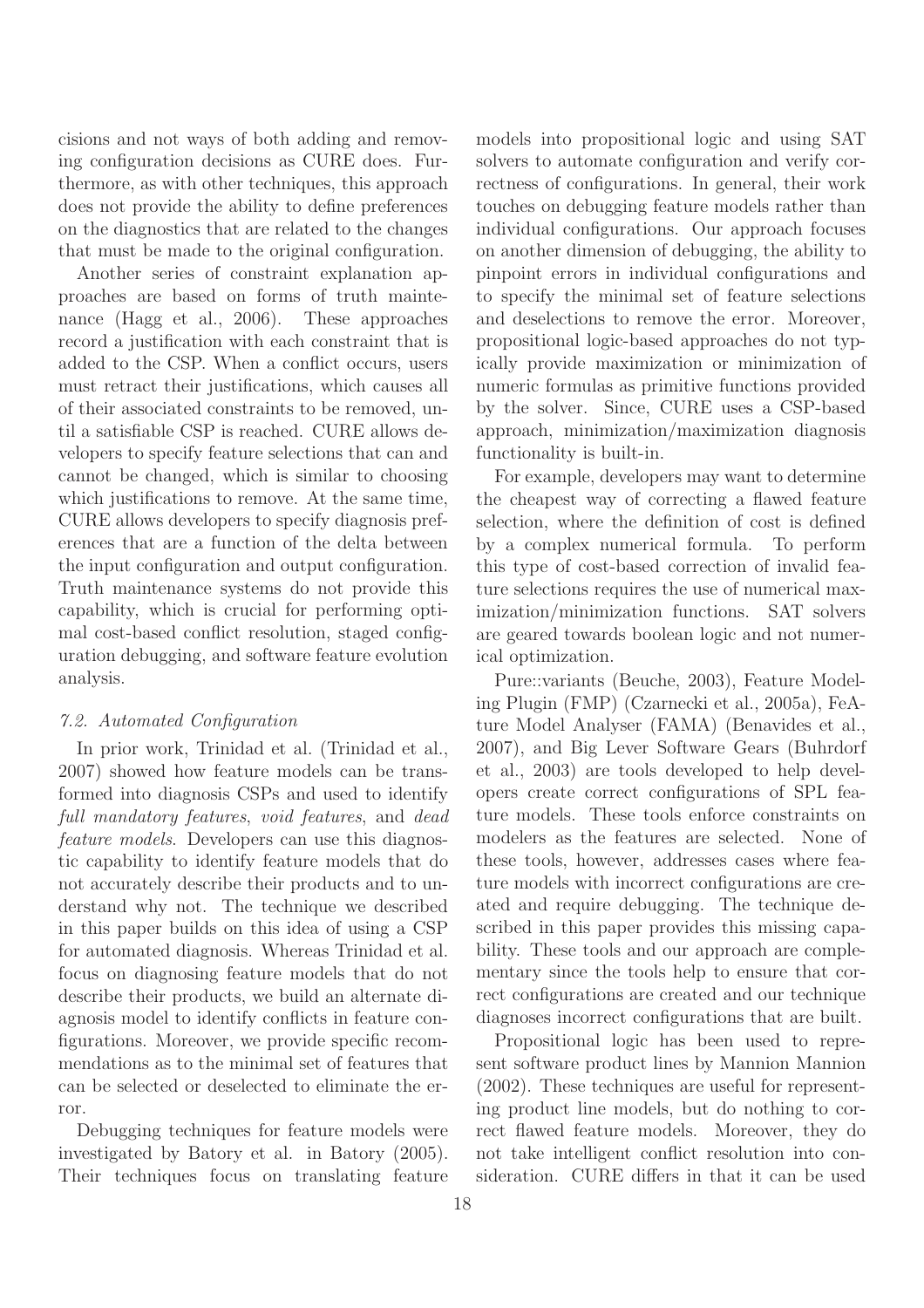cisions and not ways of both adding and removing configuration decisions as CURE does. Furthermore, as with other techniques, this approach does not provide the ability to define preferences on the diagnostics that are related to the changes that must be made to the original configuration.

Another series of constraint explanation approaches are based on forms of truth maintenance (Hagg et al., 2006). These approaches record a justification with each constraint that is added to the CSP. When a conflict occurs, users must retract their justifications, which causes all of their associated constraints to be removed, until a satisfiable CSP is reached. CURE allows developers to specify feature selections that can and cannot be changed, which is similar to choosing which justifications to remove. At the same time, CURE allows developers to specify diagnosis preferences that are a function of the delta between the input configuration and output configuration. Truth maintenance systems do not provide this capability, which is crucial for performing optimal cost-based conflict resolution, staged configuration debugging, and software feature evolution analysis.

### *7.2. Automated Configuration*

In prior work, Trinidad et al. (Trinidad et al., 2007) showed how feature models can be transformed into diagnosis CSPs and used to identify *full mandatory features*, *void features*, and *dead feature models*. Developers can use this diagnostic capability to identify feature models that do not accurately describe their products and to understand why not. The technique we described in this paper builds on this idea of using a CSP for automated diagnosis. Whereas Trinidad et al. focus on diagnosing feature models that do not describe their products, we build an alternate diagnosis model to identify conflicts in feature configurations. Moreover, we provide specific recommendations as to the minimal set of features that can be selected or deselected to eliminate the error.

Debugging techniques for feature models were investigated by Batory et al. in Batory (2005). Their techniques focus on translating feature models into propositional logic and using SAT solvers to automate configuration and verify correctness of configurations. In general, their work touches on debugging feature models rather than individual configurations. Our approach focuses on another dimension of debugging, the ability to pinpoint errors in individual configurations and to specify the minimal set of feature selections and deselections to remove the error. Moreover, propositional logic-based approaches do not typically provide maximization or minimization of numeric formulas as primitive functions provided by the solver. Since, CURE uses a CSP-based approach, minimization/maximization diagnosis functionality is built-in.

For example, developers may want to determine the cheapest way of correcting a flawed feature selection, where the definition of cost is defined by a complex numerical formula. To perform this type of cost-based correction of invalid feature selections requires the use of numerical maximization/minimization functions. SAT solvers are geared towards boolean logic and not numerical optimization.

Pure::variants (Beuche, 2003), Feature Modeling Plugin (FMP) (Czarnecki et al., 2005a), FeAture Model Analyser (FAMA) (Benavides et al., 2007), and Big Lever Software Gears (Buhrdorf et al., 2003) are tools developed to help developers create correct configurations of SPL feature models. These tools enforce constraints on modelers as the features are selected. None of these tools, however, addresses cases where feature models with incorrect configurations are created and require debugging. The technique described in this paper provides this missing capability. These tools and our approach are complementary since the tools help to ensure that correct configurations are created and our technique diagnoses incorrect configurations that are built.

Propositional logic has been used to represent software product lines by Mannion Mannion (2002). These techniques are useful for representing product line models, but do nothing to correct flawed feature models. Moreover, they do not take intelligent conflict resolution into consideration. CURE differs in that it can be used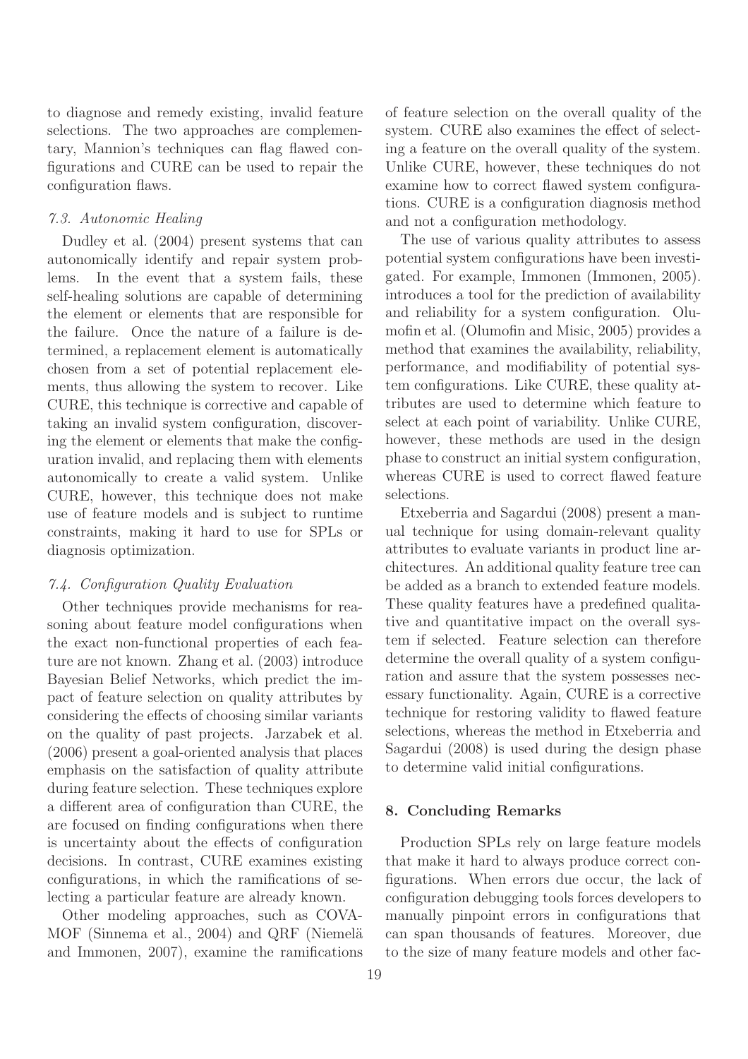to diagnose and remedy existing, invalid feature selections. The two approaches are complementary, Mannion's techniques can flag flawed configurations and CURE can be used to repair the configuration flaws.

### *7.3. Autonomic Healing*

Dudley et al. (2004) present systems that can autonomically identify and repair system problems. In the event that a system fails, these self-healing solutions are capable of determining the element or elements that are responsible for the failure. Once the nature of a failure is determined, a replacement element is automatically chosen from a set of potential replacement elements, thus allowing the system to recover. Like CURE, this technique is corrective and capable of taking an invalid system configuration, discovering the element or elements that make the configuration invalid, and replacing them with elements autonomically to create a valid system. Unlike CURE, however, this technique does not make use of feature models and is subject to runtime constraints, making it hard to use for SPLs or diagnosis optimization.

### *7.4. Configuration Quality Evaluation*

Other techniques provide mechanisms for reasoning about feature model configurations when the exact non-functional properties of each feature are not known. Zhang et al. (2003) introduce Bayesian Belief Networks, which predict the impact of feature selection on quality attributes by considering the effects of choosing similar variants on the quality of past projects. Jarzabek et al. (2006) present a goal-oriented analysis that places emphasis on the satisfaction of quality attribute during feature selection. These techniques explore a different area of configuration than CURE, the are focused on finding configurations when there is uncertainty about the effects of configuration decisions. In contrast, CURE examines existing configurations, in which the ramifications of selecting a particular feature are already known.

Other modeling approaches, such as COVAMOF (Sinnema et al., 2004) and QRF (Niemelä and Immonen, 2007), examine the ramifications of feature selection on the overall quality of the system. CURE also examines the effect of selecting a feature on the overall quality of the system. Unlike CURE, however, these techniques do not examine how to correct flawed system configurations. CURE is a configuration diagnosis method and not a configuration methodology.

The use of various quality attributes to assess potential system configurations have been investigated. For example, Immonen (Immonen, 2005). introduces a tool for the prediction of availability and reliability for a system configuration. Olumofin et al. (Olumofin and Misic, 2005) provides a method that examines the availability, reliability, performance, and modifiability of potential system configurations. Like CURE, these quality attributes are used to determine which feature to select at each point of variability. Unlike CURE, however, these methods are used in the design phase to construct an initial system configuration, whereas CURE is used to correct flawed feature selections.

Etxeberria and Sagardui (2008) present a manual technique for using domain-relevant quality attributes to evaluate variants in product line architectures. An additional quality feature tree can be added as a branch to extended feature models. These quality features have a predefined qualitative and quantitative impact on the overall system if selected. Feature selection can therefore determine the overall quality of a system configuration and assure that the system possesses necessary functionality. Again, CURE is a corrective technique for restoring validity to flawed feature selections, whereas the method in Etxeberria and Sagardui (2008) is used during the design phase to determine valid initial configurations.

## 8. Concluding Remarks

Production SPLs rely on large feature models that make it hard to always produce correct configurations. When errors due occur, the lack of configuration debugging tools forces developers to manually pinpoint errors in configurations that can span thousands of features. Moreover, due to the size of many feature models and other fac-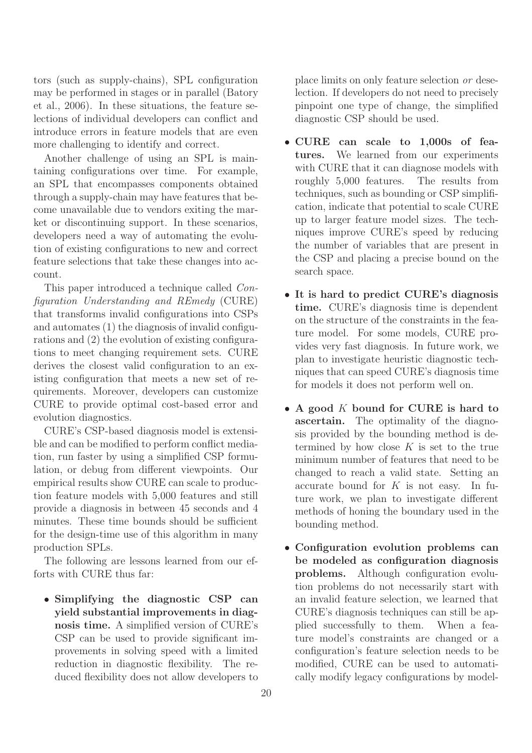tors (such as supply-chains), SPL configuration may be performed in stages or in parallel (Batory et al., 2006). In these situations, the feature selections of individual developers can conflict and introduce errors in feature models that are even more challenging to identify and correct.

Another challenge of using an SPL is maintaining configurations over time. For example, an SPL that encompasses components obtained through a supply-chain may have features that become unavailable due to vendors exiting the market or discontinuing support. In these scenarios, developers need a way of automating the evolution of existing configurations to new and correct feature selections that take these changes into account.

This paper introduced a technique called *Configuration Understanding and REmedy* (CURE) that transforms invalid configurations into CSPs and automates (1) the diagnosis of invalid configurations and (2) the evolution of existing configurations to meet changing requirement sets. CURE derives the closest valid configuration to an existing configuration that meets a new set of requirements. Moreover, developers can customize CURE to provide optimal cost-based error and evolution diagnostics.

CURE's CSP-based diagnosis model is extensible and can be modified to perform conflict mediation, run faster by using a simplified CSP formulation, or debug from different viewpoints. Our empirical results show CURE can scale to production feature models with 5,000 features and still provide a diagnosis in between 45 seconds and 4 minutes. These time bounds should be sufficient for the design-time use of this algorithm in many production SPLs.

The following are lessons learned from our efforts with CURE thus far:

- **Simplifying the diagnostic CSP can yield substantial improvements in diagnosis time.** A simplified version of CURE's CSP can be used to provide significant improvements in solving speed with a limited reduction in diagnostic flexibility. The reduced flexibility does not allow developers to place limits on only feature selection *or* deselection. If developers do not need to precisely pinpoint one type of change, the simplified diagnostic CSP should be used.
- **CURE can scale to 1,000s of features.** We learned from our experiments with CURE that it can diagnose models with roughly 5,000 features. The results from techniques, such as bounding or CSP simplification, indicate that potential to scale CURE up to larger feature model sizes. The techniques improve CURE's speed by reducing the number of variables that are present in the CSP and placing a precise bound on the search space.
- **It is hard to predict CURE's diagnosis time.** CURE's diagnosis time is dependent on the structure of the constraints in the feature model. For some models, CURE provides very fast diagnosis. In future work, we plan to investigate heuristic diagnostic techniques that can speed CURE's diagnosis time for models it does not perform well on.
- **A good $K$ bound for CURE is hard to ascertain.** The optimality of the diagnosis provided by the bounding method is determined by how close $K$ is set to the true minimum number of features that need to be changed to reach a valid state. Setting an accurate bound for $K$ is not easy. In future work, we plan to investigate different methods of honing the boundary used in the bounding method.
- **Configuration evolution problems can be modeled as configuration diagnosis problems.** Although configuration evolution problems do not necessarily start with an invalid feature selection, we learned that CURE's diagnosis techniques can still be applied successfully to them. When a feature model's constraints are changed or a configuration's feature selection needs to be modified, CURE can be used to automatically modify legacy configurations by model-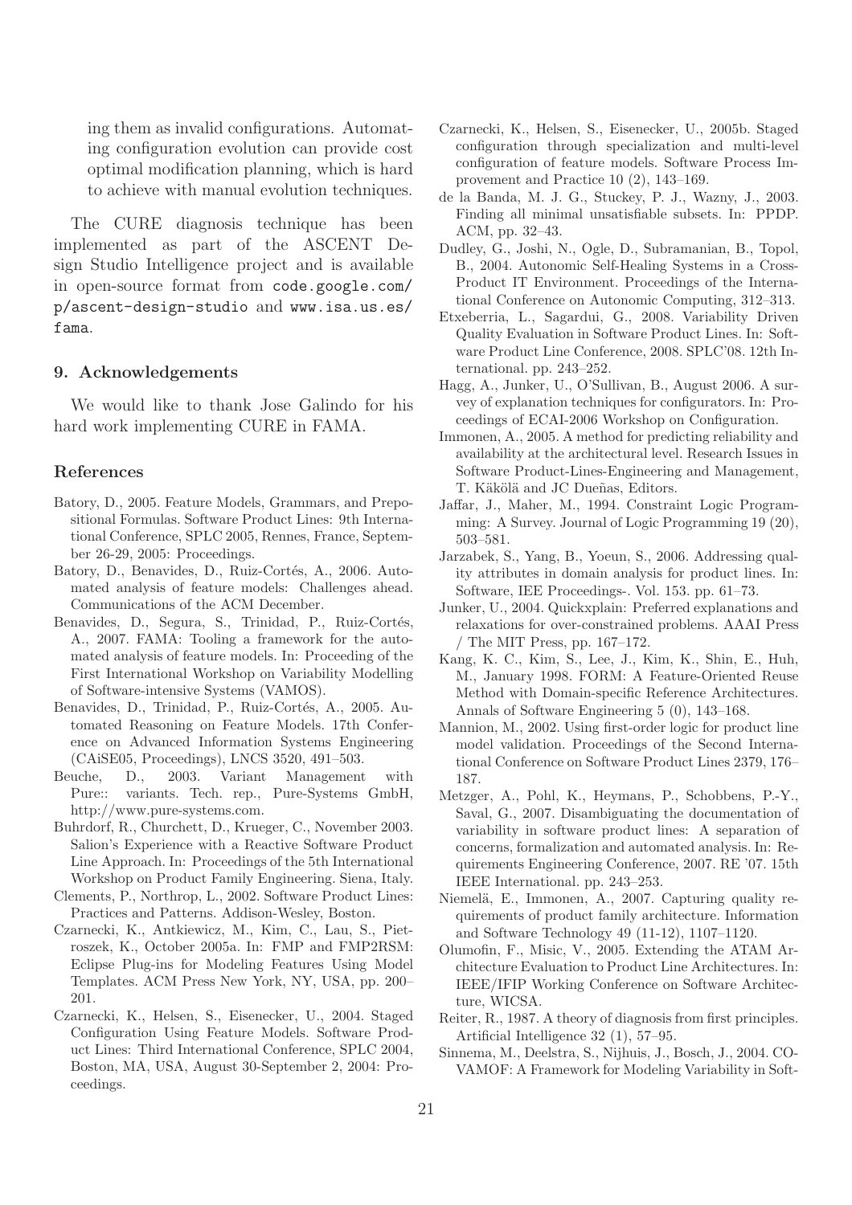ing them as invalid configurations. Automating configuration evolution can provide cost optimal modification planning, which is hard to achieve with manual evolution techniques.

The CURE diagnosis technique has been implemented as part of the ASCENT Design Studio Intelligence project and is available in open-source format from `code.google.com/p/ascent-design-studio` and `www.isa.us.es/fama`.

## 9. Acknowledgements

We would like to thank Jose Galindo for his hard work implementing CURE in FAMA.

## References

- Batory, D., 2005. Feature Models, Grammars, and Propositional Formulas. Software Product Lines: 9th International Conference, SPLC 2005, Rennes, France, September 26-29, 2005: Proceedings.
- Batory, D., Benavides, D., Ruiz-Cortés, A., 2006. Automated analysis of feature models: Challenges ahead. Communications of the ACM December.
- Benavides, D., Segura, S., Trinidad, P., Ruiz-Cortés, A., 2007. FAMA: Tooling a framework for the automated analysis of feature models. In: Proceeding of the First International Workshop on Variability Modelling of Software-intensive Systems (VAMOS).
- Benavides, D., Trinidad, P., Ruiz-Cortés, A., 2005. Automated Reasoning on Feature Models. 17th Conference on Advanced Information Systems Engineering (CAiSE05, Proceedings), LNCS 3520, 491–503.
- Beuche, D., 2003. Variant Management with Pure:: variants. Tech. rep., Pure-Systems GmbH, http://www.pure-systems.com.
- Buhrdorf, R., Churchett, D., Krueger, C., November 2003. Salion's Experience with a Reactive Software Product Line Approach. In: Proceedings of the 5th International Workshop on Product Family Engineering. Siena, Italy.
- Clements, P., Northrop, L., 2002. Software Product Lines: Practices and Patterns. Addison-Wesley, Boston.
- Czarnecki, K., Antkiewicz, M., Kim, C., Lau, S., Pietroszek, K., October 2005a. In: FMP and FMP2RSM: Eclipse Plug-ins for Modeling Features Using Model Templates. ACM Press New York, NY, USA, pp. 200–201.
- Czarnecki, K., Helsen, S., Eisenecker, U., 2004. Staged Configuration Using Feature Models. Software Product Lines: Third International Conference, SPLC 2004, Boston, MA, USA, August 30-September 2, 2004: Proceedings.
- Czarnecki, K., Helsen, S., Eisenecker, U., 2005b. Staged configuration through specialization and multi-level configuration of feature models. Software Process Improvement and Practice 10 (2), 143–169.
- de la Banda, M. J. G., Stuckey, P. J., Wazny, J., 2003. Finding all minimal unsatisfiable subsets. In: PPDP. ACM, pp. 32–43.
- Dudley, G., Joshi, N., Ogle, D., Subramanian, B., Topol, B., 2004. Autonomic Self-Healing Systems in a Cross-Product IT Environment. Proceedings of the International Conference on Autonomic Computing, 312–313.
- Etxeberria, L., Sagardui, G., 2008. Variability Driven Quality Evaluation in Software Product Lines. In: Software Product Line Conference, 2008. SPLC'08. 12th International. pp. 243–252.
- Hagg, A., Junker, U., O'Sullivan, B., August 2006. A survey of explanation techniques for configurators. In: Proceedings of ECAI-2006 Workshop on Configuration.
- Immonen, A., 2005. A method for predicting reliability and availability at the architectural level. Research Issues in Software Product-Lines-Engineering and Management, T. Käkölä and JC Dueñas, Editors.
- Jaffar, J., Maher, M., 1994. Constraint Logic Programming: A Survey. Journal of Logic Programming 19 (20), 503–581.
- Jarzabek, S., Yang, B., Yoeun, S., 2006. Addressing quality attributes in domain analysis for product lines. In: Software, IEE Proceedings-. Vol. 153. pp. 61–73.
- Junker, U., 2004. Quickxplain: Preferred explanations and relaxations for over-constrained problems. AAAI Press / The MIT Press, pp. 167–172.
- Kang, K. C., Kim, S., Lee, J., Kim, K., Shin, E., Huh, M., January 1998. FORM: A Feature-Oriented Reuse Method with Domain-specific Reference Architectures. Annals of Software Engineering 5 (0), 143–168.
- Mannion, M., 2002. Using first-order logic for product line model validation. Proceedings of the Second International Conference on Software Product Lines 2379, 176–187.
- Metzger, A., Pohl, K., Heymans, P., Schobbens, P.-Y., Saval, G., 2007. Disambiguating the documentation of variability in software product lines: A separation of concerns, formalization and automated analysis. In: Requirements Engineering Conference, 2007. RE '07. 15th IEEE International. pp. 243–253.
- Niemelä, E., Immonen, A., 2007. Capturing quality requirements of product family architecture. Information and Software Technology 49 (11-12), 1107–1120.
- Olumofin, F., Misic, V., 2005. Extending the ATAM Architecture Evaluation to Product Line Architectures. In: IEEE/IFIP Working Conference on Software Architecture, WICSA.
- Reiter, R., 1987. A theory of diagnosis from first principles. Artificial Intelligence 32 (1), 57–95.
- Sinnema, M., Deelstra, S., Nijhuis, J., Bosch, J., 2004. COVAMOF: A Framework for Modeling Variability in Soft-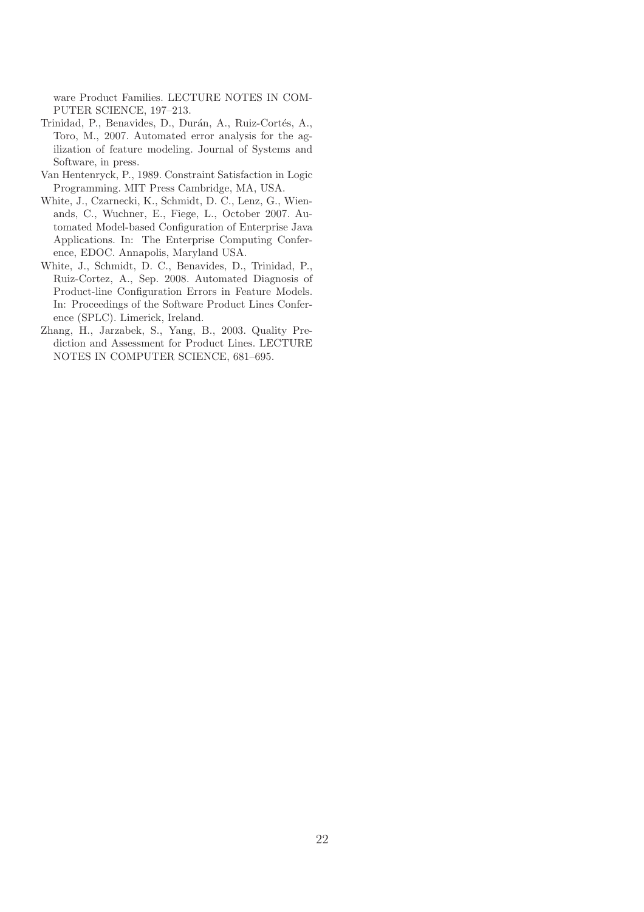ware Product Families. LECTURE NOTES IN COMPUTER SCIENCE, 197–213.

Trinidad, P., Benavides, D., Durán, A., Ruiz-Cortés, A., Toro, M., 2007. Automated error analysis for the agilization of feature modeling. Journal of Systems and Software, in press.

Van Hentenryck, P., 1989. Constraint Satisfaction in Logic Programming. MIT Press Cambridge, MA, USA.

White, J., Czarnecki, K., Schmidt, D. C., Lenz, G., Wienands, C., Wuchner, E., Fiege, L., October 2007. Automated Model-based Configuration of Enterprise Java Applications. In: The Enterprise Computing Conference, EDOC. Annapolis, Maryland USA.

White, J., Schmidt, D. C., Benavides, D., Trinidad, P., Ruiz-Cortez, A., Sep. 2008. Automated Diagnosis of Product-line Configuration Errors in Feature Models. In: Proceedings of the Software Product Lines Conference (SPLC). Limerick, Ireland.

Zhang, H., Jarzabek, S., Yang, B., 2003. Quality Prediction and Assessment for Product Lines. LECTURE NOTES IN COMPUTER SCIENCE, 681–695.